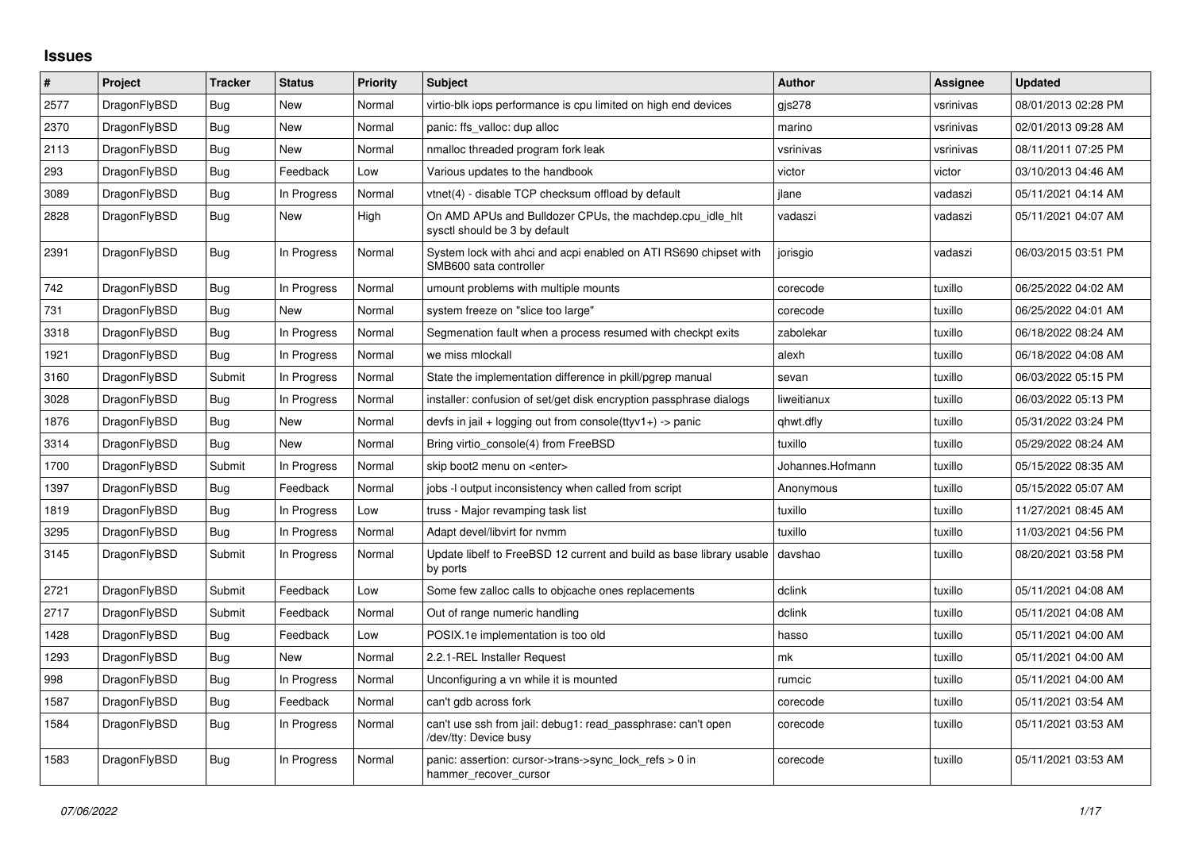# Issues

| # | Project | Tracker | Status | Priority | Subject | Author | Assignee | Updated |
|---|---|---|---|---|---|---|---|---|
| 2577 | DragonFlyBSD | Bug | New | Normal | virtio-blk iops performance is cpu limited on high end devices | gjs278 | vsrinivas | 08/01/2013 02:28 PM |
| 2370 | DragonFlyBSD | Bug | New | Normal | panic: ffs_valloc: dup alloc | marino | vsrinivas | 02/01/2013 09:28 AM |
| 2113 | DragonFlyBSD | Bug | New | Normal | nmalloc threaded program fork leak | vsrinivas | vsrinivas | 08/11/2011 07:25 PM |
| 293 | DragonFlyBSD | Bug | Feedback | Low | Various updates to the handbook | victor | victor | 03/10/2013 04:46 AM |
| 3089 | DragonFlyBSD | Bug | In Progress | Normal | vtnet(4) - disable TCP checksum offload by default | jlane | vadaszi | 05/11/2021 04:14 AM |
| 2828 | DragonFlyBSD | Bug | New | High | On AMD APUs and Bulldozer CPUs, the machdep.cpu_idle_hlt sysctl should be 3 by default | vadaszi | vadaszi | 05/11/2021 04:07 AM |
| 2391 | DragonFlyBSD | Bug | In Progress | Normal | System lock with ahci and acpi enabled on ATI RS690 chipset with SMB600 sata controller | jorisgio | vadaszi | 06/03/2015 03:51 PM |
| 742 | DragonFlyBSD | Bug | In Progress | Normal | umount problems with multiple mounts | corecode | tuxillo | 06/25/2022 04:02 AM |
| 731 | DragonFlyBSD | Bug | New | Normal | system freeze on "slice too large" | corecode | tuxillo | 06/25/2022 04:01 AM |
| 3318 | DragonFlyBSD | Bug | In Progress | Normal | Segmenation fault when a process resumed with checkpt exits | zabolekar | tuxillo | 06/18/2022 08:24 AM |
| 1921 | DragonFlyBSD | Bug | In Progress | Normal | we miss mlockall | alexh | tuxillo | 06/18/2022 04:08 AM |
| 3160 | DragonFlyBSD | Submit | In Progress | Normal | State the implementation difference in pkill/pgrep manual | sevan | tuxillo | 06/03/2022 05:15 PM |
| 3028 | DragonFlyBSD | Bug | In Progress | Normal | installer: confusion of set/get disk encryption passphrase dialogs | liweitianux | tuxillo | 06/03/2022 05:13 PM |
| 1876 | DragonFlyBSD | Bug | New | Normal | devfs in jail + logging out from console(ttyv1+) -> panic | qhwt.dfly | tuxillo | 05/31/2022 03:24 PM |
| 3314 | DragonFlyBSD | Bug | New | Normal | Bring virtio_console(4) from FreeBSD | tuxillo | tuxillo | 05/29/2022 08:24 AM |
| 1700 | DragonFlyBSD | Submit | In Progress | Normal | skip boot2 menu on <enter> | Johannes.Hofmann | tuxillo | 05/15/2022 08:35 AM |
| 1397 | DragonFlyBSD | Bug | Feedback | Normal | jobs -l output inconsistency when called from script | Anonymous | tuxillo | 05/15/2022 05:07 AM |
| 1819 | DragonFlyBSD | Bug | In Progress | Low | truss - Major revamping task list | tuxillo | tuxillo | 11/27/2021 08:45 AM |
| 3295 | DragonFlyBSD | Bug | In Progress | Normal | Adapt devel/libvirt for nvmm | tuxillo | tuxillo | 11/03/2021 04:56 PM |
| 3145 | DragonFlyBSD | Submit | In Progress | Normal | Update libelf to FreeBSD 12 current and build as base library usable by ports | davshao | tuxillo | 08/20/2021 03:58 PM |
| 2721 | DragonFlyBSD | Submit | Feedback | Low | Some few zalloc calls to objcache ones replacements | dclink | tuxillo | 05/11/2021 04:08 AM |
| 2717 | DragonFlyBSD | Submit | Feedback | Normal | Out of range numeric handling | dclink | tuxillo | 05/11/2021 04:08 AM |
| 1428 | DragonFlyBSD | Bug | Feedback | Low | POSIX.1e implementation is too old | hasso | tuxillo | 05/11/2021 04:00 AM |
| 1293 | DragonFlyBSD | Bug | New | Normal | 2.2.1-REL Installer Request | mk | tuxillo | 05/11/2021 04:00 AM |
| 998 | DragonFlyBSD | Bug | In Progress | Normal | Unconfiguring a vn while it is mounted | rumcic | tuxillo | 05/11/2021 04:00 AM |
| 1587 | DragonFlyBSD | Bug | Feedback | Normal | can't gdb across fork | corecode | tuxillo | 05/11/2021 03:54 AM |
| 1584 | DragonFlyBSD | Bug | In Progress | Normal | can't use ssh from jail: debug1: read_passphrase: can't open /dev/tty: Device busy | corecode | tuxillo | 05/11/2021 03:53 AM |
| 1583 | DragonFlyBSD | Bug | In Progress | Normal | panic: assertion: cursor->trans->sync_lock_refs > 0 in hammer_recover_cursor | corecode | tuxillo | 05/11/2021 03:53 AM |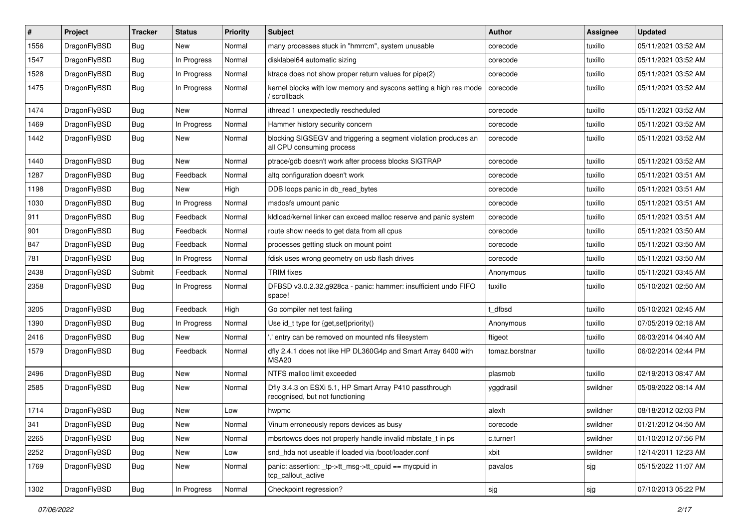| # | Project | Tracker | Status | Priority | Subject | Author | Assignee | Updated |
|---|---|---|---|---|---|---|---|---|
| 1556 | DragonFlyBSD | Bug | New | Normal | many processes stuck in "hmrrcm", system unusable | corecode | tuxillo | 05/11/2021 03:52 AM |
| 1547 | DragonFlyBSD | Bug | In Progress | Normal | disklabel64 automatic sizing | corecode | tuxillo | 05/11/2021 03:52 AM |
| 1528 | DragonFlyBSD | Bug | In Progress | Normal | ktrace does not show proper return values for pipe(2) | corecode | tuxillo | 05/11/2021 03:52 AM |
| 1475 | DragonFlyBSD | Bug | In Progress | Normal | kernel blocks with low memory and syscons setting a high res mode / scrollback | corecode | tuxillo | 05/11/2021 03:52 AM |
| 1474 | DragonFlyBSD | Bug | New | Normal | ithread 1 unexpectedly rescheduled | corecode | tuxillo | 05/11/2021 03:52 AM |
| 1469 | DragonFlyBSD | Bug | In Progress | Normal | Hammer history security concern | corecode | tuxillo | 05/11/2021 03:52 AM |
| 1442 | DragonFlyBSD | Bug | New | Normal | blocking SIGSEGV and triggering a segment violation produces an all CPU consuming process | corecode | tuxillo | 05/11/2021 03:52 AM |
| 1440 | DragonFlyBSD | Bug | New | Normal | ptrace/gdb doesn't work after process blocks SIGTRAP | corecode | tuxillo | 05/11/2021 03:52 AM |
| 1287 | DragonFlyBSD | Bug | Feedback | Normal | altq configuration doesn't work | corecode | tuxillo | 05/11/2021 03:51 AM |
| 1198 | DragonFlyBSD | Bug | New | High | DDB loops panic in db_read_bytes | corecode | tuxillo | 05/11/2021 03:51 AM |
| 1030 | DragonFlyBSD | Bug | In Progress | Normal | msdosfs umount panic | corecode | tuxillo | 05/11/2021 03:51 AM |
| 911 | DragonFlyBSD | Bug | Feedback | Normal | kldload/kernel linker can exceed malloc reserve and panic system | corecode | tuxillo | 05/11/2021 03:51 AM |
| 901 | DragonFlyBSD | Bug | Feedback | Normal | route show needs to get data from all cpus | corecode | tuxillo | 05/11/2021 03:50 AM |
| 847 | DragonFlyBSD | Bug | Feedback | Normal | processes getting stuck on mount point | corecode | tuxillo | 05/11/2021 03:50 AM |
| 781 | DragonFlyBSD | Bug | In Progress | Normal | fdisk uses wrong geometry on usb flash drives | corecode | tuxillo | 05/11/2021 03:50 AM |
| 2438 | DragonFlyBSD | Submit | Feedback | Normal | TRIM fixes | Anonymous | tuxillo | 05/11/2021 03:45 AM |
| 2358 | DragonFlyBSD | Bug | In Progress | Normal | DFBSD v3.0.2.32.g928ca - panic: hammer: insufficient undo FIFO space! | tuxillo | tuxillo | 05/10/2021 02:50 AM |
| 3205 | DragonFlyBSD | Bug | Feedback | High | Go compiler net test failing | t_dfbsd | tuxillo | 05/10/2021 02:45 AM |
| 1390 | DragonFlyBSD | Bug | In Progress | Normal | Use id_t type for {get,set}priority() | Anonymous | tuxillo | 07/05/2019 02:18 AM |
| 2416 | DragonFlyBSD | Bug | New | Normal | '.' entry can be removed on mounted nfs filesystem | ftigeot | tuxillo | 06/03/2014 04:40 AM |
| 1579 | DragonFlyBSD | Bug | Feedback | Normal | dfly 2.4.1 does not like HP DL360G4p and Smart Array 6400 with MSA20 | tomaz.borstnar | tuxillo | 06/02/2014 02:44 PM |
| 2496 | DragonFlyBSD | Bug | New | Normal | NTFS malloc limit exceeded | plasmob | tuxillo | 02/19/2013 08:47 AM |
| 2585 | DragonFlyBSD | Bug | New | Normal | Dfly 3.4.3 on ESXi 5.1, HP Smart Array P410 passthrough recognised, but not functioning | yggdrasil | swildner | 05/09/2022 08:14 AM |
| 1714 | DragonFlyBSD | Bug | New | Low | hwpmc | alexh | swildner | 08/18/2012 02:03 PM |
| 341 | DragonFlyBSD | Bug | New | Normal | Vinum erroneously repors devices as busy | corecode | swildner | 01/21/2012 04:50 AM |
| 2265 | DragonFlyBSD | Bug | New | Normal | mbsrtowcs does not properly handle invalid mbstate_t in ps | c.turner1 | swildner | 01/10/2012 07:56 PM |
| 2252 | DragonFlyBSD | Bug | New | Low | snd_hda not useable if loaded via /boot/loader.conf | xbit | swildner | 12/14/2011 12:23 AM |
| 1769 | DragonFlyBSD | Bug | New | Normal | panic: assertion: _tp->tt_msg->tt_cpuid == mycpuid in tcp_callout_active | pavalos | sjg | 05/15/2022 11:07 AM |
| 1302 | DragonFlyBSD | Bug | In Progress | Normal | Checkpoint regression? | sjg | sjg | 07/10/2013 05:22 PM |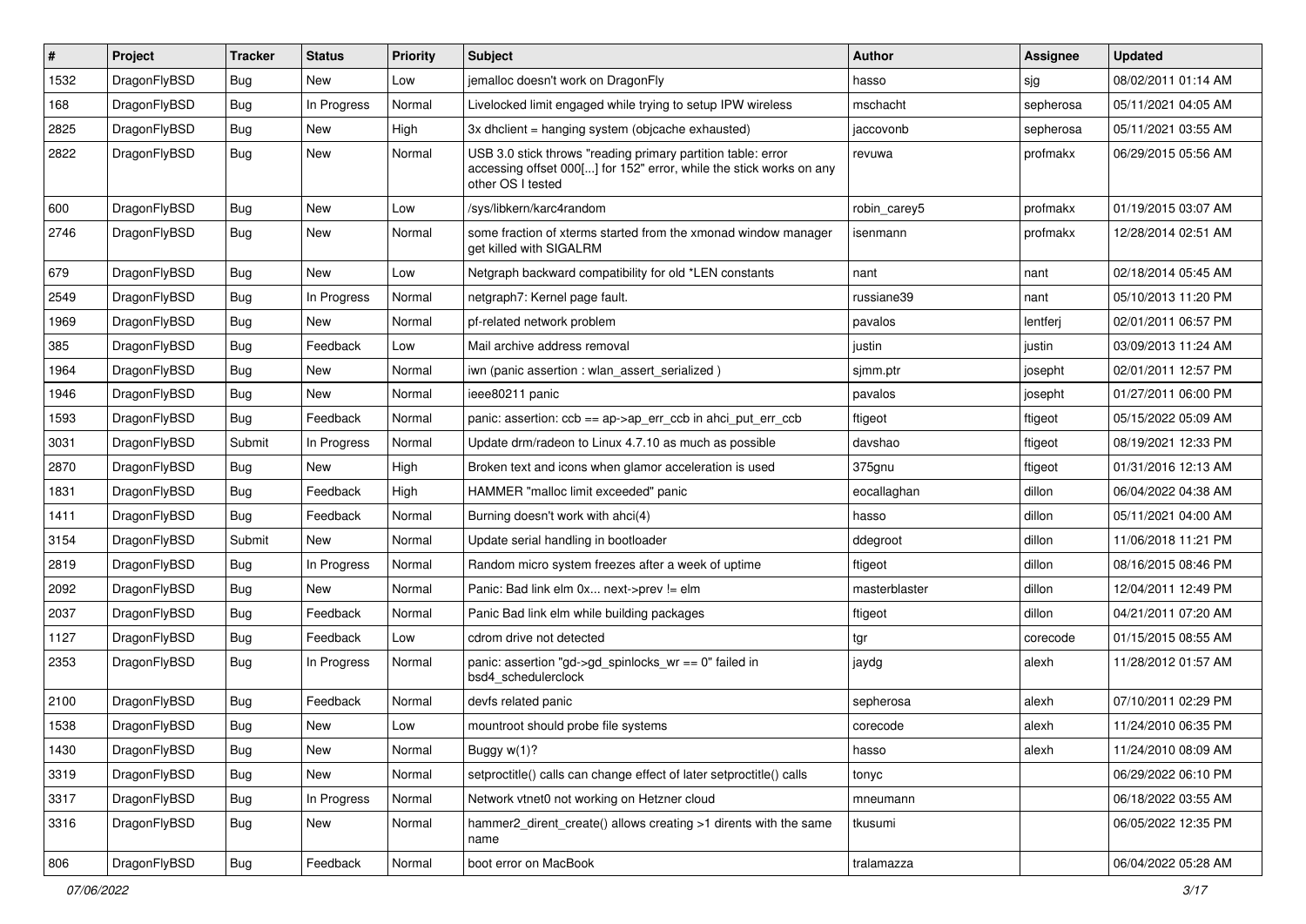| # | Project | Tracker | Status | Priority | Subject | Author | Assignee | Updated |
|---|---|---|---|---|---|---|---|---|
| 1532 | DragonFlyBSD | Bug | New | Low | jemalloc doesn't work on DragonFly | hasso | sjg | 08/02/2011 01:14 AM |
| 168 | DragonFlyBSD | Bug | In Progress | Normal | Livelocked limit engaged while trying to setup IPW wireless | mschacht | sepherosa | 05/11/2021 04:05 AM |
| 2825 | DragonFlyBSD | Bug | New | High | 3x dhclient = hanging system (objcache exhausted) | jaccovonb | sepherosa | 05/11/2021 03:55 AM |
| 2822 | DragonFlyBSD | Bug | New | Normal | USB 3.0 stick throws "reading primary partition table: error accessing offset 000[...] for 152" error, while the stick works on any other OS I tested | revuwa | profmakx | 06/29/2015 05:56 AM |
| 600 | DragonFlyBSD | Bug | New | Low | /sys/libkern/karc4random | robin_carey5 | profmakx | 01/19/2015 03:07 AM |
| 2746 | DragonFlyBSD | Bug | New | Normal | some fraction of xterms started from the xmonad window manager get killed with SIGALRM | isenmann | profmakx | 12/28/2014 02:51 AM |
| 679 | DragonFlyBSD | Bug | New | Low | Netgraph backward compatibility for old *LEN constants | nant | nant | 02/18/2014 05:45 AM |
| 2549 | DragonFlyBSD | Bug | In Progress | Normal | netgraph7: Kernel page fault. | russiane39 | nant | 05/10/2013 11:20 PM |
| 1969 | DragonFlyBSD | Bug | New | Normal | pf-related network problem | pavalos | lentferj | 02/01/2011 06:57 PM |
| 385 | DragonFlyBSD | Bug | Feedback | Low | Mail archive address removal | justin | justin | 03/09/2013 11:24 AM |
| 1964 | DragonFlyBSD | Bug | New | Normal | iwn (panic assertion : wlan_assert_serialized ) | sjmm.ptr | josepht | 02/01/2011 12:57 PM |
| 1946 | DragonFlyBSD | Bug | New | Normal | ieee80211 panic | pavalos | josepht | 01/27/2011 06:00 PM |
| 1593 | DragonFlyBSD | Bug | Feedback | Normal | panic: assertion: ccb == ap->ap_err_ccb in ahci_put_err_ccb | ftigeot | ftigeot | 05/15/2022 05:09 AM |
| 3031 | DragonFlyBSD | Submit | In Progress | Normal | Update drm/radeon to Linux 4.7.10 as much as possible | davshao | ftigeot | 08/19/2021 12:33 PM |
| 2870 | DragonFlyBSD | Bug | New | High | Broken text and icons when glamor acceleration is used | 375gnu | ftigeot | 01/31/2016 12:13 AM |
| 1831 | DragonFlyBSD | Bug | Feedback | High | HAMMER "malloc limit exceeded" panic | eocallaghan | dillon | 06/04/2022 04:38 AM |
| 1411 | DragonFlyBSD | Bug | Feedback | Normal | Burning doesn't work with ahci(4) | hasso | dillon | 05/11/2021 04:00 AM |
| 3154 | DragonFlyBSD | Submit | New | Normal | Update serial handling in bootloader | ddegroot | dillon | 11/06/2018 11:21 PM |
| 2819 | DragonFlyBSD | Bug | In Progress | Normal | Random micro system freezes after a week of uptime | ftigeot | dillon | 08/16/2015 08:46 PM |
| 2092 | DragonFlyBSD | Bug | New | Normal | Panic: Bad link elm 0x... next->prev != elm | masterblaster | dillon | 12/04/2011 12:49 PM |
| 2037 | DragonFlyBSD | Bug | Feedback | Normal | Panic Bad link elm while building packages | ftigeot | dillon | 04/21/2011 07:20 AM |
| 1127 | DragonFlyBSD | Bug | Feedback | Low | cdrom drive not detected | tgr | corecode | 01/15/2015 08:55 AM |
| 2353 | DragonFlyBSD | Bug | In Progress | Normal | panic: assertion "gd->gd_spinlocks_wr == 0" failed in bsd4_schedulerclock | jaydg | alexh | 11/28/2012 01:57 AM |
| 2100 | DragonFlyBSD | Bug | Feedback | Normal | devfs related panic | sepherosa | alexh | 07/10/2011 02:29 PM |
| 1538 | DragonFlyBSD | Bug | New | Low | mountroot should probe file systems | corecode | alexh | 11/24/2010 06:35 PM |
| 1430 | DragonFlyBSD | Bug | New | Normal | Buggy w(1)? | hasso | alexh | 11/24/2010 08:09 AM |
| 3319 | DragonFlyBSD | Bug | New | Normal | setproctitle() calls can change effect of later setproctitle() calls | tonyc | | 06/29/2022 06:10 PM |
| 3317 | DragonFlyBSD | Bug | In Progress | Normal | Network vtnet0 not working on Hetzner cloud | mneumann | | 06/18/2022 03:55 AM |
| 3316 | DragonFlyBSD | Bug | New | Normal | hammer2_dirent_create() allows creating >1 dirents with the same name | tkusumi | | 06/05/2022 12:35 PM |
| 806 | DragonFlyBSD | Bug | Feedback | Normal | boot error on MacBook | tralamazza | | 06/04/2022 05:28 AM |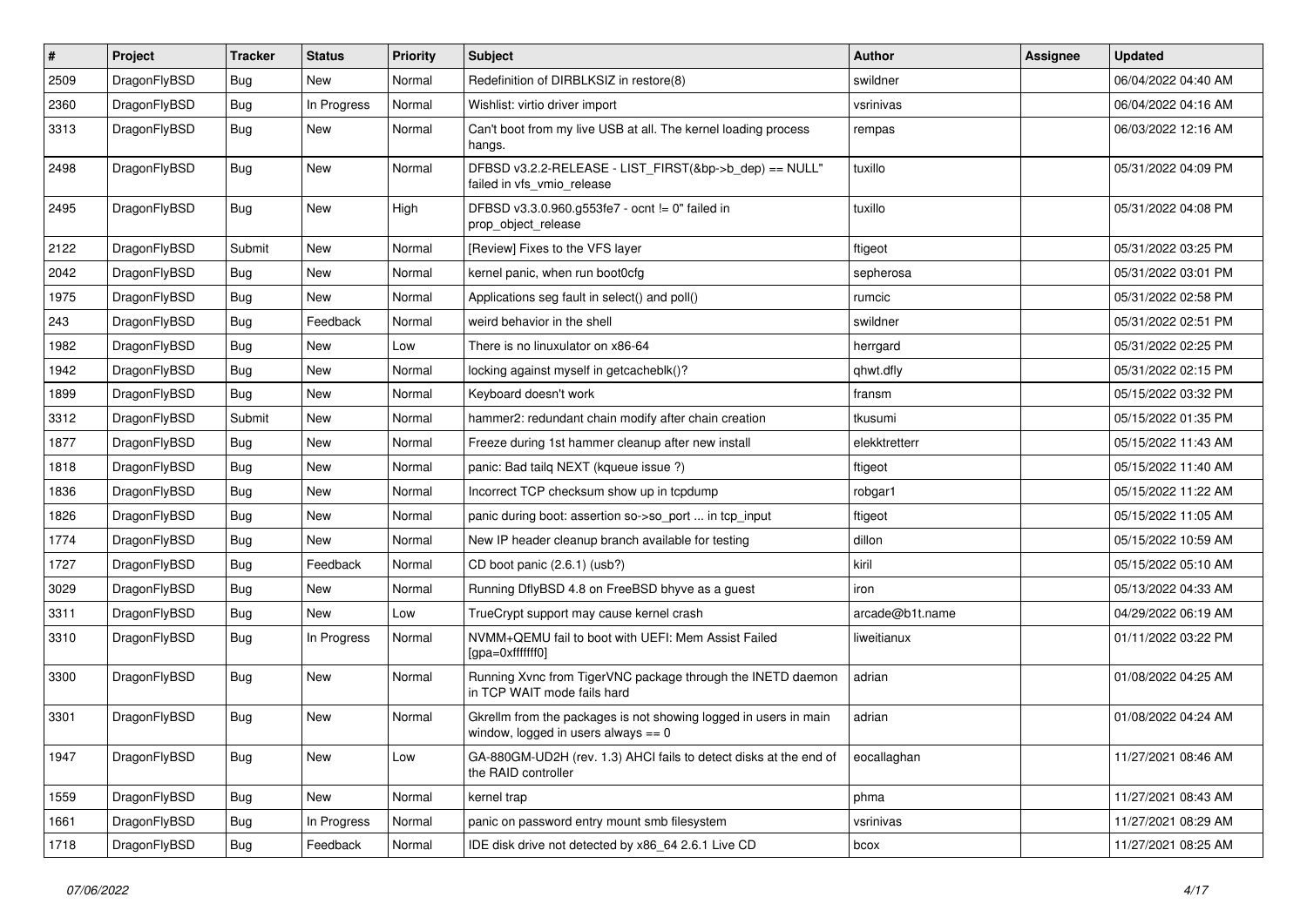| # | Project | Tracker | Status | Priority | Subject | Author | Assignee | Updated |
|---|---|---|---|---|---|---|---|---|
| 2509 | DragonFlyBSD | Bug | New | Normal | Redefinition of DIRBLKSIZ in restore(8) | swildner | | 06/04/2022 04:40 AM |
| 2360 | DragonFlyBSD | Bug | In Progress | Normal | Wishlist: virtio driver import | vsrinivas | | 06/04/2022 04:16 AM |
| 3313 | DragonFlyBSD | Bug | New | Normal | Can't boot from my live USB at all. The kernel loading process hangs. | rempas | | 06/03/2022 12:16 AM |
| 2498 | DragonFlyBSD | Bug | New | Normal | DFBSD v3.2.2-RELEASE - LIST_FIRST(&bp->b_dep) == NULL" failed in vfs_vmio_release | tuxillo | | 05/31/2022 04:09 PM |
| 2495 | DragonFlyBSD | Bug | New | High | DFBSD v3.3.0.960.g553fe7 - ocnt != 0" failed in prop_object_release | tuxillo | | 05/31/2022 04:08 PM |
| 2122 | DragonFlyBSD | Submit | New | Normal | [Review] Fixes to the VFS layer | ftigeot | | 05/31/2022 03:25 PM |
| 2042 | DragonFlyBSD | Bug | New | Normal | kernel panic, when run boot0cfg | sepherosa | | 05/31/2022 03:01 PM |
| 1975 | DragonFlyBSD | Bug | New | Normal | Applications seg fault in select() and poll() | rumcic | | 05/31/2022 02:58 PM |
| 243 | DragonFlyBSD | Bug | Feedback | Normal | weird behavior in the shell | swildner | | 05/31/2022 02:51 PM |
| 1982 | DragonFlyBSD | Bug | New | Low | There is no linuxulator on x86-64 | herrgard | | 05/31/2022 02:25 PM |
| 1942 | DragonFlyBSD | Bug | New | Normal | locking against myself in getcacheblk()? | qhwt.dfly | | 05/31/2022 02:15 PM |
| 1899 | DragonFlyBSD | Bug | New | Normal | Keyboard doesn't work | fransm | | 05/15/2022 03:32 PM |
| 3312 | DragonFlyBSD | Submit | New | Normal | hammer2: redundant chain modify after chain creation | tkusumi | | 05/15/2022 01:35 PM |
| 1877 | DragonFlyBSD | Bug | New | Normal | Freeze during 1st hammer cleanup after new install | elekktretterr | | 05/15/2022 11:43 AM |
| 1818 | DragonFlyBSD | Bug | New | Normal | panic: Bad tailq NEXT (kqueue issue ?) | ftigeot | | 05/15/2022 11:40 AM |
| 1836 | DragonFlyBSD | Bug | New | Normal | Incorrect TCP checksum show up in tcpdump | robgar1 | | 05/15/2022 11:22 AM |
| 1826 | DragonFlyBSD | Bug | New | Normal | panic during boot: assertion so->so_port ... in tcp_input | ftigeot | | 05/15/2022 11:05 AM |
| 1774 | DragonFlyBSD | Bug | New | Normal | New IP header cleanup branch available for testing | dillon | | 05/15/2022 10:59 AM |
| 1727 | DragonFlyBSD | Bug | Feedback | Normal | CD boot panic (2.6.1) (usb?) | kiril | | 05/15/2022 05:10 AM |
| 3029 | DragonFlyBSD | Bug | New | Normal | Running DflyBSD 4.8 on FreeBSD bhyve as a guest | iron | | 05/13/2022 04:33 AM |
| 3311 | DragonFlyBSD | Bug | New | Low | TrueCrypt support may cause kernel crash | arcade@b1t.name | | 04/29/2022 06:19 AM |
| 3310 | DragonFlyBSD | Bug | In Progress | Normal | NVMM+QEMU fail to boot with UEFI: Mem Assist Failed [gpa=0xfffffff0] | liweitianux | | 01/11/2022 03:22 PM |
| 3300 | DragonFlyBSD | Bug | New | Normal | Running Xvnc from TigerVNC package through the INETD daemon in TCP WAIT mode fails hard | adrian | | 01/08/2022 04:25 AM |
| 3301 | DragonFlyBSD | Bug | New | Normal | Gkrellm from the packages is not showing logged in users in main window, logged in users always == 0 | adrian | | 01/08/2022 04:24 AM |
| 1947 | DragonFlyBSD | Bug | New | Low | GA-880GM-UD2H (rev. 1.3) AHCI fails to detect disks at the end of the RAID controller | eocallaghan | | 11/27/2021 08:46 AM |
| 1559 | DragonFlyBSD | Bug | New | Normal | kernel trap | phma | | 11/27/2021 08:43 AM |
| 1661 | DragonFlyBSD | Bug | In Progress | Normal | panic on password entry mount smb filesystem | vsrinivas | | 11/27/2021 08:29 AM |
| 1718 | DragonFlyBSD | Bug | Feedback | Normal | IDE disk drive not detected by x86_64 2.6.1 Live CD | bcox | | 11/27/2021 08:25 AM |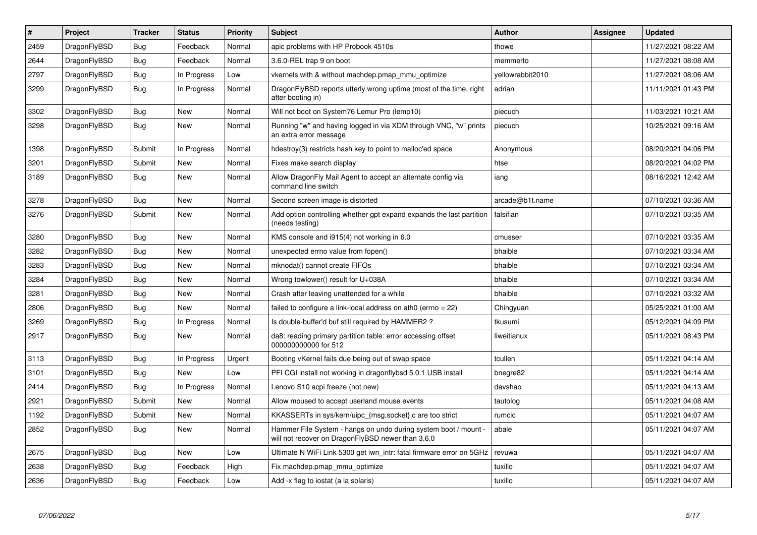| # | Project | Tracker | Status | Priority | Subject | Author | Assignee | Updated |
|---|---|---|---|---|---|---|---|---|
| 2459 | DragonFlyBSD | Bug | Feedback | Normal | apic problems with HP Probook 4510s | thowe | | 11/27/2021 08:22 AM |
| 2644 | DragonFlyBSD | Bug | Feedback | Normal | 3.6.0-REL trap 9 on boot | memmerto | | 11/27/2021 08:08 AM |
| 2797 | DragonFlyBSD | Bug | In Progress | Low | vkernels with & without machdep.pmap_mmu_optimize | yellowrabbit2010 | | 11/27/2021 08:06 AM |
| 3299 | DragonFlyBSD | Bug | In Progress | Normal | DragonFlyBSD reports utterly wrong uptime (most of the time, right after booting in) | adrian | | 11/11/2021 01:43 PM |
| 3302 | DragonFlyBSD | Bug | New | Normal | Will not boot on System76 Lemur Pro (lemp10) | piecuch | | 11/03/2021 10:21 AM |
| 3298 | DragonFlyBSD | Bug | New | Normal | Running "w" and having logged in via XDM through VNC, "w" prints an extra error message | piecuch | | 10/25/2021 09:16 AM |
| 1398 | DragonFlyBSD | Submit | In Progress | Normal | hdestroy(3) restricts hash key to point to malloc'ed space | Anonymous | | 08/20/2021 04:06 PM |
| 3201 | DragonFlyBSD | Submit | New | Normal | Fixes make search display | htse | | 08/20/2021 04:02 PM |
| 3189 | DragonFlyBSD | Bug | New | Normal | Allow DragonFly Mail Agent to accept an alternate config via command line switch | iang | | 08/16/2021 12:42 AM |
| 3278 | DragonFlyBSD | Bug | New | Normal | Second screen image is distorted | arcade@b1t.name | | 07/10/2021 03:36 AM |
| 3276 | DragonFlyBSD | Submit | New | Normal | Add option controlling whether gpt expand expands the last partition (needs testing) | falsifian | | 07/10/2021 03:35 AM |
| 3280 | DragonFlyBSD | Bug | New | Normal | KMS console and i915(4) not working in 6.0 | cmusser | | 07/10/2021 03:35 AM |
| 3282 | DragonFlyBSD | Bug | New | Normal | unexpected errno value from fopen() | bhaible | | 07/10/2021 03:34 AM |
| 3283 | DragonFlyBSD | Bug | New | Normal | mknodat() cannot create FIFOs | bhaible | | 07/10/2021 03:34 AM |
| 3284 | DragonFlyBSD | Bug | New | Normal | Wrong towlower() result for U+038A | bhaible | | 07/10/2021 03:34 AM |
| 3281 | DragonFlyBSD | Bug | New | Normal | Crash after leaving unattended for a while | bhaible | | 07/10/2021 03:32 AM |
| 2806 | DragonFlyBSD | Bug | New | Normal | failed to configure a link-local address on ath0 (errno = 22) | Chingyuan | | 05/25/2021 01:00 AM |
| 3269 | DragonFlyBSD | Bug | In Progress | Normal | Is double-buffer'd buf still required by HAMMER2 ? | tkusumi | | 05/12/2021 04:09 PM |
| 2917 | DragonFlyBSD | Bug | New | Normal | da8: reading primary partition table: error accessing offset 000000000000 for 512 | liweitianux | | 05/11/2021 08:43 PM |
| 3113 | DragonFlyBSD | Bug | In Progress | Urgent | Booting vKernel fails due being out of swap space | tcullen | | 05/11/2021 04:14 AM |
| 3101 | DragonFlyBSD | Bug | New | Low | PFI CGI install not working in dragonflybsd 5.0.1 USB install | bnegre82 | | 05/11/2021 04:14 AM |
| 2414 | DragonFlyBSD | Bug | In Progress | Normal | Lenovo S10 acpi freeze (not new) | davshao | | 05/11/2021 04:13 AM |
| 2921 | DragonFlyBSD | Submit | New | Normal | Allow moused to accept userland mouse events | tautolog | | 05/11/2021 04:08 AM |
| 1192 | DragonFlyBSD | Submit | New | Normal | KKASSERTs in sys/kern/uipc_{msg,socket}.c are too strict | rumcic | | 05/11/2021 04:07 AM |
| 2852 | DragonFlyBSD | Bug | New | Normal | Hammer File System - hangs on undo during system boot / mount - will not recover on DragonFlyBSD newer than 3.6.0 | abale | | 05/11/2021 04:07 AM |
| 2675 | DragonFlyBSD | Bug | New | Low | Ultimate N WiFi Link 5300 get iwn_intr: fatal firmware error on 5GHz | revuwa | | 05/11/2021 04:07 AM |
| 2638 | DragonFlyBSD | Bug | Feedback | High | Fix machdep.pmap_mmu_optimize | tuxillo | | 05/11/2021 04:07 AM |
| 2636 | DragonFlyBSD | Bug | Feedback | Low | Add -x flag to iostat (a la solaris) | tuxillo | | 05/11/2021 04:07 AM |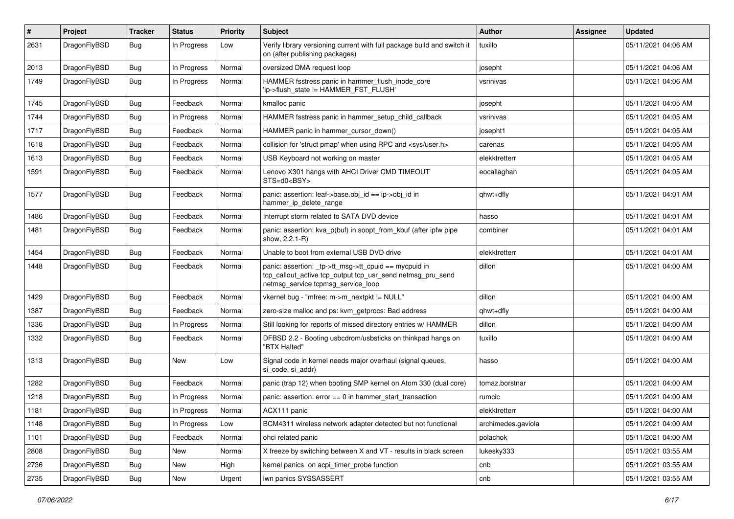| # | Project | Tracker | Status | Priority | Subject | Author | Assignee | Updated |
|---|---|---|---|---|---|---|---|---|
| 2631 | DragonFlyBSD | Bug | In Progress | Low | Verify library versioning current with full package build and switch it on (after publishing packages) | tuxillo | | 05/11/2021 04:06 AM |
| 2013 | DragonFlyBSD | Bug | In Progress | Normal | oversized DMA request loop | josepht | | 05/11/2021 04:06 AM |
| 1749 | DragonFlyBSD | Bug | In Progress | Normal | HAMMER fsstress panic in hammer_flush_inode_core 'ip->flush_state != HAMMER_FST_FLUSH' | vsrinivas | | 05/11/2021 04:06 AM |
| 1745 | DragonFlyBSD | Bug | Feedback | Normal | kmalloc panic | josepht | | 05/11/2021 04:05 AM |
| 1744 | DragonFlyBSD | Bug | In Progress | Normal | HAMMER fsstress panic in hammer_setup_child_callback | vsrinivas | | 05/11/2021 04:05 AM |
| 1717 | DragonFlyBSD | Bug | Feedback | Normal | HAMMER panic in hammer_cursor_down() | josepht1 | | 05/11/2021 04:05 AM |
| 1618 | DragonFlyBSD | Bug | Feedback | Normal | collision for 'struct pmap' when using RPC and <sys/user.h> | carenas | | 05/11/2021 04:05 AM |
| 1613 | DragonFlyBSD | Bug | Feedback | Normal | USB Keyboard not working on master | elekktretterr | | 05/11/2021 04:05 AM |
| 1591 | DragonFlyBSD | Bug | Feedback | Normal | Lenovo X301 hangs with AHCI Driver CMD TIMEOUT STS=d0<BSY> | eocallaghan | | 05/11/2021 04:05 AM |
| 1577 | DragonFlyBSD | Bug | Feedback | Normal | panic: assertion: leaf->base.obj_id == ip->obj_id in hammer_ip_delete_range | qhwt+dfly | | 05/11/2021 04:01 AM |
| 1486 | DragonFlyBSD | Bug | Feedback | Normal | Interrupt storm related to SATA DVD device | hasso | | 05/11/2021 04:01 AM |
| 1481 | DragonFlyBSD | Bug | Feedback | Normal | panic: assertion: kva_p(buf) in soopt_from_kbuf (after ipfw pipe show, 2.2.1-R) | combiner | | 05/11/2021 04:01 AM |
| 1454 | DragonFlyBSD | Bug | Feedback | Normal | Unable to boot from external USB DVD drive | elekktretterr | | 05/11/2021 04:01 AM |
| 1448 | DragonFlyBSD | Bug | Feedback | Normal | panic: assertion: _tp->tt_msg->tt_cpuid == mycpuid in tcp_callout_active tcp_output tcp_usr_send netmsg_pru_send netmsg_service tcpmsg_service_loop | dillon | | 05/11/2021 04:00 AM |
| 1429 | DragonFlyBSD | Bug | Feedback | Normal | vkernel bug - "mfree: m->m_nextpkt != NULL" | dillon | | 05/11/2021 04:00 AM |
| 1387 | DragonFlyBSD | Bug | Feedback | Normal | zero-size malloc and ps: kvm_getprocs: Bad address | qhwt+dfly | | 05/11/2021 04:00 AM |
| 1336 | DragonFlyBSD | Bug | In Progress | Normal | Still looking for reports of missed directory entries w/ HAMMER | dillon | | 05/11/2021 04:00 AM |
| 1332 | DragonFlyBSD | Bug | Feedback | Normal | DFBSD 2.2 - Booting usbcdrom/usbsticks on thinkpad hangs on "BTX Halted" | tuxillo | | 05/11/2021 04:00 AM |
| 1313 | DragonFlyBSD | Bug | New | Low | Signal code in kernel needs major overhaul (signal queues, si_code, si_addr) | hasso | | 05/11/2021 04:00 AM |
| 1282 | DragonFlyBSD | Bug | Feedback | Normal | panic (trap 12) when booting SMP kernel on Atom 330 (dual core) | tomaz.borstnar | | 05/11/2021 04:00 AM |
| 1218 | DragonFlyBSD | Bug | In Progress | Normal | panic: assertion: error == 0 in hammer_start_transaction | rumcic | | 05/11/2021 04:00 AM |
| 1181 | DragonFlyBSD | Bug | In Progress | Normal | ACX111 panic | elekktretterr | | 05/11/2021 04:00 AM |
| 1148 | DragonFlyBSD | Bug | In Progress | Low | BCM4311 wireless network adapter detected but not functional | archimedes.gaviola | | 05/11/2021 04:00 AM |
| 1101 | DragonFlyBSD | Bug | Feedback | Normal | ohci related panic | polachok | | 05/11/2021 04:00 AM |
| 2808 | DragonFlyBSD | Bug | New | Normal | X freeze by switching between X and VT - results in black screen | lukesky333 | | 05/11/2021 03:55 AM |
| 2736 | DragonFlyBSD | Bug | New | High | kernel panics on acpi_timer_probe function | cnb | | 05/11/2021 03:55 AM |
| 2735 | DragonFlyBSD | Bug | New | Urgent | iwn panics SYSSASSERT | cnb | | 05/11/2021 03:55 AM |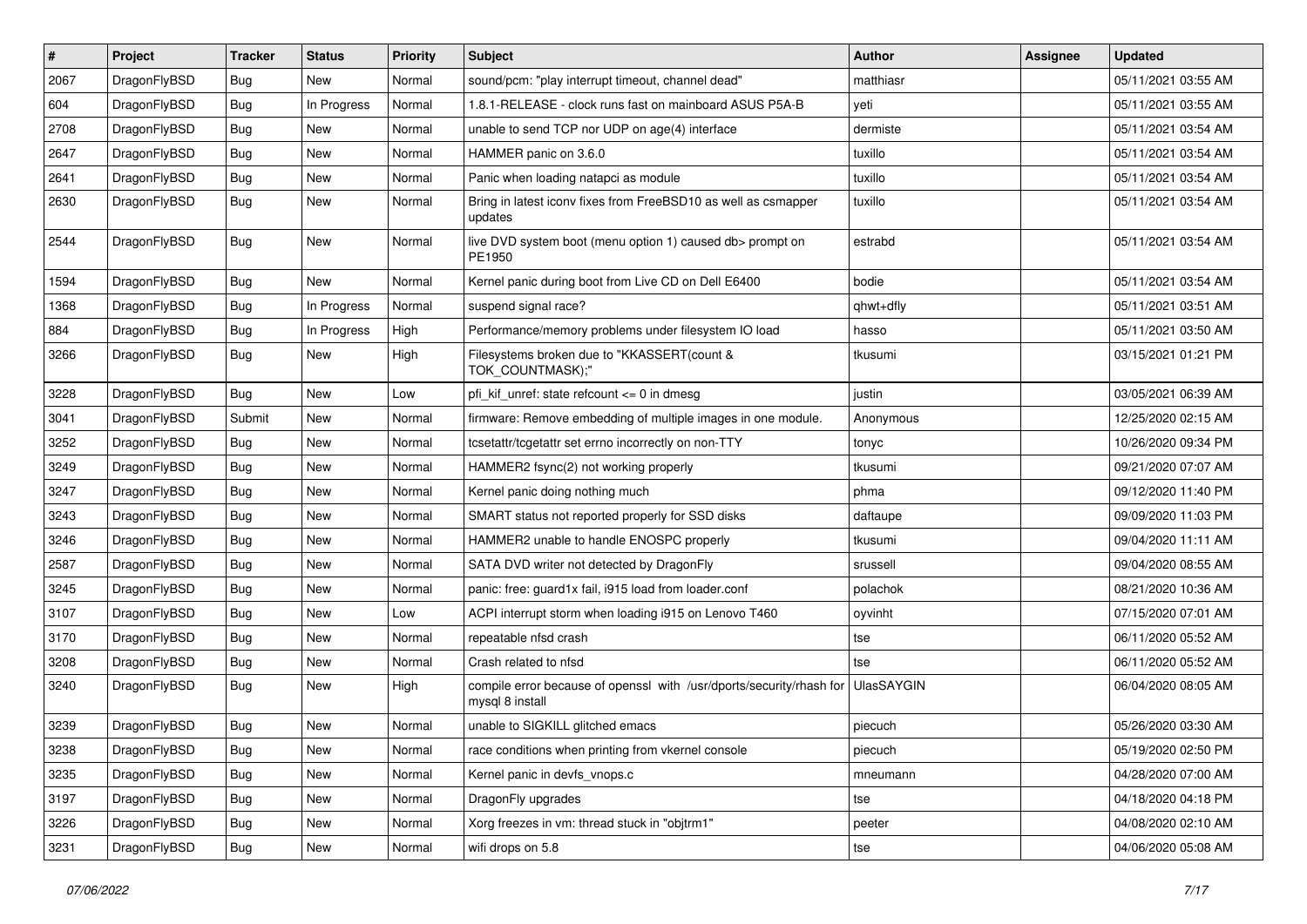| # | Project | Tracker | Status | Priority | Subject | Author | Assignee | Updated |
|---|---|---|---|---|---|---|---|---|
| 2067 | DragonFlyBSD | Bug | New | Normal | sound/pcm: "play interrupt timeout, channel dead" | matthiasr | | 05/11/2021 03:55 AM |
| 604 | DragonFlyBSD | Bug | In Progress | Normal | 1.8.1-RELEASE - clock runs fast on mainboard ASUS P5A-B | yeti | | 05/11/2021 03:55 AM |
| 2708 | DragonFlyBSD | Bug | New | Normal | unable to send TCP nor UDP on age(4) interface | dermiste | | 05/11/2021 03:54 AM |
| 2647 | DragonFlyBSD | Bug | New | Normal | HAMMER panic on 3.6.0 | tuxillo | | 05/11/2021 03:54 AM |
| 2641 | DragonFlyBSD | Bug | New | Normal | Panic when loading natapci as module | tuxillo | | 05/11/2021 03:54 AM |
| 2630 | DragonFlyBSD | Bug | New | Normal | Bring in latest iconv fixes from FreeBSD10 as well as csmapper updates | tuxillo | | 05/11/2021 03:54 AM |
| 2544 | DragonFlyBSD | Bug | New | Normal | live DVD system boot (menu option 1) caused db> prompt on PE1950 | estrabd | | 05/11/2021 03:54 AM |
| 1594 | DragonFlyBSD | Bug | New | Normal | Kernel panic during boot from Live CD on Dell E6400 | bodie | | 05/11/2021 03:54 AM |
| 1368 | DragonFlyBSD | Bug | In Progress | Normal | suspend signal race? | qhwt+dfly | | 05/11/2021 03:51 AM |
| 884 | DragonFlyBSD | Bug | In Progress | High | Performance/memory problems under filesystem IO load | hasso | | 05/11/2021 03:50 AM |
| 3266 | DragonFlyBSD | Bug | New | High | Filesystems broken due to "KKASSERT(count & TOK_COUNTMASK);" | tkusumi | | 03/15/2021 01:21 PM |
| 3228 | DragonFlyBSD | Bug | New | Low | pfi_kif_unref: state refcount <= 0 in dmesg | justin | | 03/05/2021 06:39 AM |
| 3041 | DragonFlyBSD | Submit | New | Normal | firmware: Remove embedding of multiple images in one module. | Anonymous | | 12/25/2020 02:15 AM |
| 3252 | DragonFlyBSD | Bug | New | Normal | tcsetattr/tcgetattr set errno incorrectly on non-TTY | tonyc | | 10/26/2020 09:34 PM |
| 3249 | DragonFlyBSD | Bug | New | Normal | HAMMER2 fsync(2) not working properly | tkusumi | | 09/21/2020 07:07 AM |
| 3247 | DragonFlyBSD | Bug | New | Normal | Kernel panic doing nothing much | phma | | 09/12/2020 11:40 PM |
| 3243 | DragonFlyBSD | Bug | New | Normal | SMART status not reported properly for SSD disks | daftaupe | | 09/09/2020 11:03 PM |
| 3246 | DragonFlyBSD | Bug | New | Normal | HAMMER2 unable to handle ENOSPC properly | tkusumi | | 09/04/2020 11:11 AM |
| 2587 | DragonFlyBSD | Bug | New | Normal | SATA DVD writer not detected by DragonFly | srussell | | 09/04/2020 08:55 AM |
| 3245 | DragonFlyBSD | Bug | New | Normal | panic: free: guard1x fail, i915 load from loader.conf | polachok | | 08/21/2020 10:36 AM |
| 3107 | DragonFlyBSD | Bug | New | Low | ACPI interrupt storm when loading i915 on Lenovo T460 | oyvinht | | 07/15/2020 07:01 AM |
| 3170 | DragonFlyBSD | Bug | New | Normal | repeatable nfsd crash | tse | | 06/11/2020 05:52 AM |
| 3208 | DragonFlyBSD | Bug | New | Normal | Crash related to nfsd | tse | | 06/11/2020 05:52 AM |
| 3240 | DragonFlyBSD | Bug | New | High | compile error because of openssl with /usr/dports/security/rhash for mysql 8 install | UlasSAYGIN | | 06/04/2020 08:05 AM |
| 3239 | DragonFlyBSD | Bug | New | Normal | unable to SIGKILL glitched emacs | piecuch | | 05/26/2020 03:30 AM |
| 3238 | DragonFlyBSD | Bug | New | Normal | race conditions when printing from vkernel console | piecuch | | 05/19/2020 02:50 PM |
| 3235 | DragonFlyBSD | Bug | New | Normal | Kernel panic in devfs_vnops.c | mneumann | | 04/28/2020 07:00 AM |
| 3197 | DragonFlyBSD | Bug | New | Normal | DragonFly upgrades | tse | | 04/18/2020 04:18 PM |
| 3226 | DragonFlyBSD | Bug | New | Normal | Xorg freezes in vm: thread stuck in "objtrm1" | peeter | | 04/08/2020 02:10 AM |
| 3231 | DragonFlyBSD | Bug | New | Normal | wifi drops on 5.8 | tse | | 04/06/2020 05:08 AM |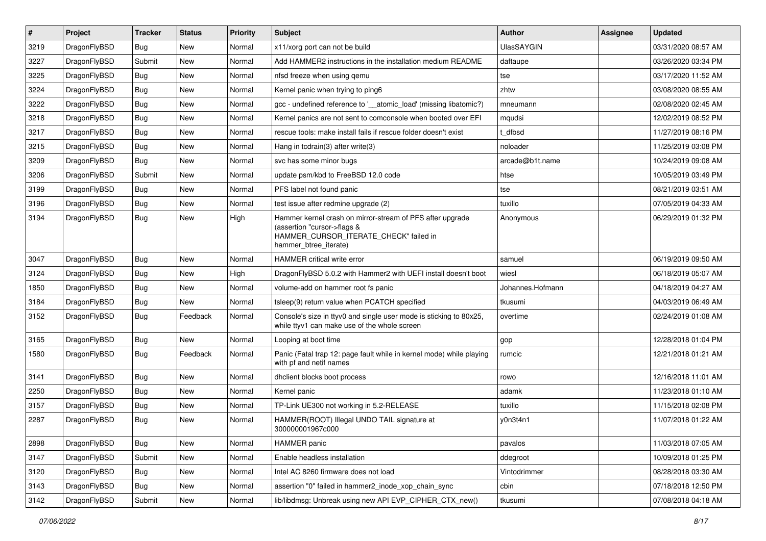| # | Project | Tracker | Status | Priority | Subject | Author | Assignee | Updated |
|---|---|---|---|---|---|---|---|---|
| 3219 | DragonFlyBSD | Bug | New | Normal | x11/xorg port can not be build | UlasSAYGIN | | 03/31/2020 08:57 AM |
| 3227 | DragonFlyBSD | Submit | New | Normal | Add HAMMER2 instructions in the installation medium README | daftaupe | | 03/26/2020 03:34 PM |
| 3225 | DragonFlyBSD | Bug | New | Normal | nfsd freeze when using qemu | tse | | 03/17/2020 11:52 AM |
| 3224 | DragonFlyBSD | Bug | New | Normal | Kernel panic when trying to ping6 | zhtw | | 03/08/2020 08:55 AM |
| 3222 | DragonFlyBSD | Bug | New | Normal | gcc - undefined reference to '__atomic_load' (missing libatomic?) | mneumann | | 02/08/2020 02:45 AM |
| 3218 | DragonFlyBSD | Bug | New | Normal | Kernel panics are not sent to comconsole when booted over EFI | mqudsi | | 12/02/2019 08:52 PM |
| 3217 | DragonFlyBSD | Bug | New | Normal | rescue tools: make install fails if rescue folder doesn't exist | t_dfbsd | | 11/27/2019 08:16 PM |
| 3215 | DragonFlyBSD | Bug | New | Normal | Hang in tcdrain(3) after write(3) | noloader | | 11/25/2019 03:08 PM |
| 3209 | DragonFlyBSD | Bug | New | Normal | svc has some minor bugs | arcade@b1t.name | | 10/24/2019 09:08 AM |
| 3206 | DragonFlyBSD | Submit | New | Normal | update psm/kbd to FreeBSD 12.0 code | htse | | 10/05/2019 03:49 PM |
| 3199 | DragonFlyBSD | Bug | New | Normal | PFS label not found panic | tse | | 08/21/2019 03:51 AM |
| 3196 | DragonFlyBSD | Bug | New | Normal | test issue after redmine upgrade (2) | tuxillo | | 07/05/2019 04:33 AM |
| 3194 | DragonFlyBSD | Bug | New | High | Hammer kernel crash on mirror-stream of PFS after upgrade (assertion "cursor->flags & HAMMER_CURSOR_ITERATE_CHECK" failed in hammer_btree_iterate) | Anonymous | | 06/29/2019 01:32 PM |
| 3047 | DragonFlyBSD | Bug | New | Normal | HAMMER critical write error | samuel | | 06/19/2019 09:50 AM |
| 3124 | DragonFlyBSD | Bug | New | High | DragonFlyBSD 5.0.2 with Hammer2 with UEFI install doesn't boot | wiesl | | 06/18/2019 05:07 AM |
| 1850 | DragonFlyBSD | Bug | New | Normal | volume-add on hammer root fs panic | Johannes.Hofmann | | 04/18/2019 04:27 AM |
| 3184 | DragonFlyBSD | Bug | New | Normal | tsleep(9) return value when PCATCH specified | tkusumi | | 04/03/2019 06:49 AM |
| 3152 | DragonFlyBSD | Bug | Feedback | Normal | Console's size in ttyv0 and single user mode is sticking to 80x25, while ttyv1 can make use of the whole screen | overtime | | 02/24/2019 01:08 AM |
| 3165 | DragonFlyBSD | Bug | New | Normal | Looping at boot time | gop | | 12/28/2018 01:04 PM |
| 1580 | DragonFlyBSD | Bug | Feedback | Normal | Panic (Fatal trap 12: page fault while in kernel mode) while playing with pf and netif names | rumcic | | 12/21/2018 01:21 AM |
| 3141 | DragonFlyBSD | Bug | New | Normal | dhclient blocks boot process | rowo | | 12/16/2018 11:01 AM |
| 2250 | DragonFlyBSD | Bug | New | Normal | Kernel panic | adamk | | 11/23/2018 01:10 AM |
| 3157 | DragonFlyBSD | Bug | New | Normal | TP-Link UE300 not working in 5.2-RELEASE | tuxillo | | 11/15/2018 02:08 PM |
| 2287 | DragonFlyBSD | Bug | New | Normal | HAMMER(ROOT) Illegal UNDO TAIL signature at 300000001967c000 | y0n3t4n1 | | 11/07/2018 01:22 AM |
| 2898 | DragonFlyBSD | Bug | New | Normal | HAMMER panic | pavalos | | 11/03/2018 07:05 AM |
| 3147 | DragonFlyBSD | Submit | New | Normal | Enable headless installation | ddegroot | | 10/09/2018 01:25 PM |
| 3120 | DragonFlyBSD | Bug | New | Normal | Intel AC 8260 firmware does not load | Vintodrimmer | | 08/28/2018 03:30 AM |
| 3143 | DragonFlyBSD | Bug | New | Normal | assertion "0" failed in hammer2_inode_xop_chain_sync | cbin | | 07/18/2018 12:50 PM |
| 3142 | DragonFlyBSD | Submit | New | Normal | lib/libdmsg: Unbreak using new API EVP_CIPHER_CTX_new() | tkusumi | | 07/08/2018 04:18 AM |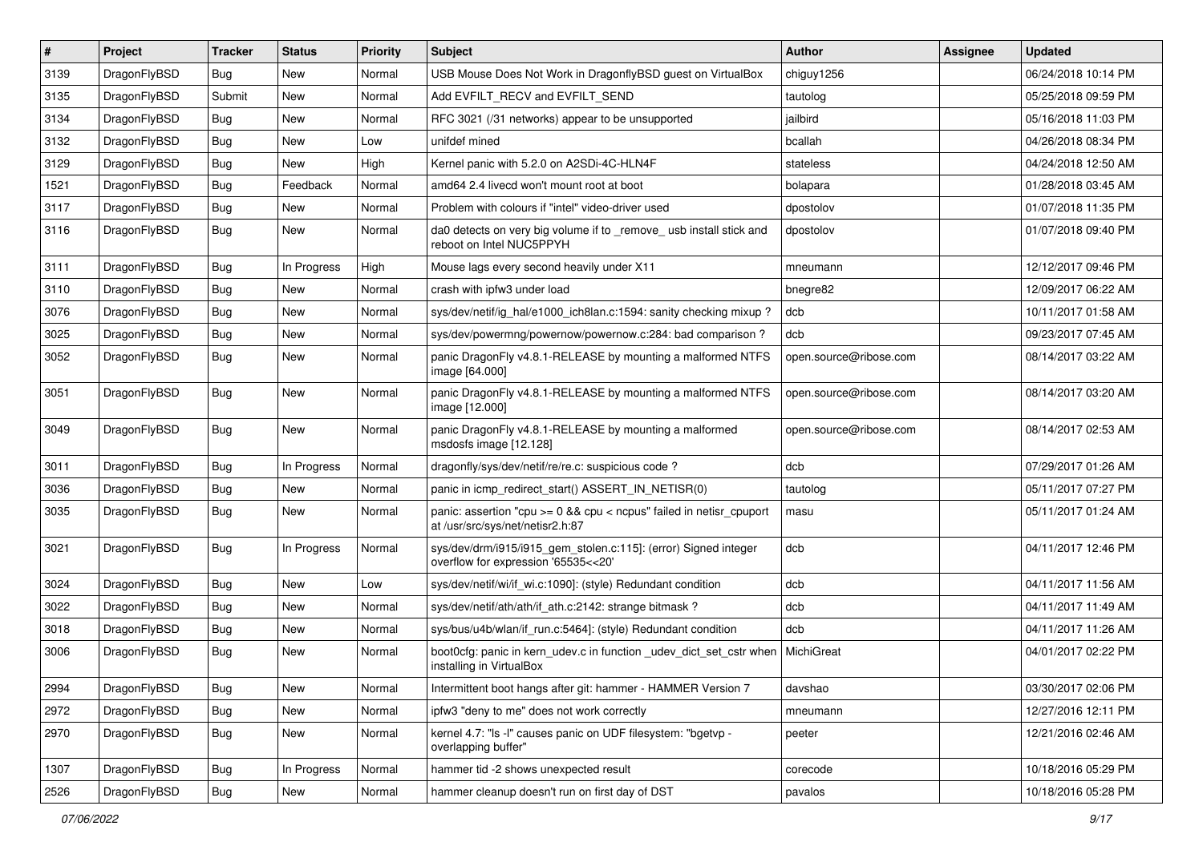| # | Project | Tracker | Status | Priority | Subject | Author | Assignee | Updated |
|---|---|---|---|---|---|---|---|---|
| 3139 | DragonFlyBSD | Bug | New | Normal | USB Mouse Does Not Work in DragonflyBSD guest on VirtualBox | chiguy1256 | | 06/24/2018 10:14 PM |
| 3135 | DragonFlyBSD | Submit | New | Normal | Add EVFILT_RECV and EVFILT_SEND | tautolog | | 05/25/2018 09:59 PM |
| 3134 | DragonFlyBSD | Bug | New | Normal | RFC 3021 (/31 networks) appear to be unsupported | jailbird | | 05/16/2018 11:03 PM |
| 3132 | DragonFlyBSD | Bug | New | Low | unifdef mined | bcallah | | 04/26/2018 08:34 PM |
| 3129 | DragonFlyBSD | Bug | New | High | Kernel panic with 5.2.0 on A2SDi-4C-HLN4F | stateless | | 04/24/2018 12:50 AM |
| 1521 | DragonFlyBSD | Bug | Feedback | Normal | amd64 2.4 livecd won't mount root at boot | bolapara | | 01/28/2018 03:45 AM |
| 3117 | DragonFlyBSD | Bug | New | Normal | Problem with colours if "intel" video-driver used | dpostolov | | 01/07/2018 11:35 PM |
| 3116 | DragonFlyBSD | Bug | New | Normal | da0 detects on very big volume if to _remove_ usb install stick and reboot on Intel NUC5PPYH | dpostolov | | 01/07/2018 09:40 PM |
| 3111 | DragonFlyBSD | Bug | In Progress | High | Mouse lags every second heavily under X11 | mneumann | | 12/12/2017 09:46 PM |
| 3110 | DragonFlyBSD | Bug | New | Normal | crash with ipfw3 under load | bnegre82 | | 12/09/2017 06:22 AM |
| 3076 | DragonFlyBSD | Bug | New | Normal | sys/dev/netif/ig_hal/e1000_ich8lan.c:1594: sanity checking mixup ? | dcb | | 10/11/2017 01:58 AM |
| 3025 | DragonFlyBSD | Bug | New | Normal | sys/dev/powermng/powernow/powernow.c:284: bad comparison ? | dcb | | 09/23/2017 07:45 AM |
| 3052 | DragonFlyBSD | Bug | New | Normal | panic DragonFly v4.8.1-RELEASE by mounting a malformed NTFS image [64.000] | open.source@ribose.com | | 08/14/2017 03:22 AM |
| 3051 | DragonFlyBSD | Bug | New | Normal | panic DragonFly v4.8.1-RELEASE by mounting a malformed NTFS image [12.000] | open.source@ribose.com | | 08/14/2017 03:20 AM |
| 3049 | DragonFlyBSD | Bug | New | Normal | panic DragonFly v4.8.1-RELEASE by mounting a malformed msdosfs image [12.128] | open.source@ribose.com | | 08/14/2017 02:53 AM |
| 3011 | DragonFlyBSD | Bug | In Progress | Normal | dragonfly/sys/dev/netif/re/re.c: suspicious code ? | dcb | | 07/29/2017 01:26 AM |
| 3036 | DragonFlyBSD | Bug | New | Normal | panic in icmp_redirect_start() ASSERT_IN_NETISR(0) | tautolog | | 05/11/2017 07:27 PM |
| 3035 | DragonFlyBSD | Bug | New | Normal | panic: assertion "cpu >= 0 && cpu < ncpus" failed in netisr_cpuport at /usr/src/sys/net/netisr2.h:87 | masu | | 05/11/2017 01:24 AM |
| 3021 | DragonFlyBSD | Bug | In Progress | Normal | sys/dev/drm/i915/i915_gem_stolen.c:115]: (error) Signed integer overflow for expression '65535<<20' | dcb | | 04/11/2017 12:46 PM |
| 3024 | DragonFlyBSD | Bug | New | Low | sys/dev/netif/wi/if_wi.c:1090]: (style) Redundant condition | dcb | | 04/11/2017 11:56 AM |
| 3022 | DragonFlyBSD | Bug | New | Normal | sys/dev/netif/ath/ath/if_ath.c:2142: strange bitmask ? | dcb | | 04/11/2017 11:49 AM |
| 3018 | DragonFlyBSD | Bug | New | Normal | sys/bus/u4b/wlan/if_run.c:5464]: (style) Redundant condition | dcb | | 04/11/2017 11:26 AM |
| 3006 | DragonFlyBSD | Bug | New | Normal | boot0cfg: panic in kern_udev.c in function _udev_dict_set_cstr when installing in VirtualBox | MichiGreat | | 04/01/2017 02:22 PM |
| 2994 | DragonFlyBSD | Bug | New | Normal | Intermittent boot hangs after git: hammer - HAMMER Version 7 | davshao | | 03/30/2017 02:06 PM |
| 2972 | DragonFlyBSD | Bug | New | Normal | ipfw3 "deny to me" does not work correctly | mneumann | | 12/27/2016 12:11 PM |
| 2970 | DragonFlyBSD | Bug | New | Normal | kernel 4.7: "ls -l" causes panic on UDF filesystem: "bgetvp - overlapping buffer" | peeter | | 12/21/2016 02:46 AM |
| 1307 | DragonFlyBSD | Bug | In Progress | Normal | hammer tid -2 shows unexpected result | corecode | | 10/18/2016 05:29 PM |
| 2526 | DragonFlyBSD | Bug | New | Normal | hammer cleanup doesn't run on first day of DST | pavalos | | 10/18/2016 05:28 PM |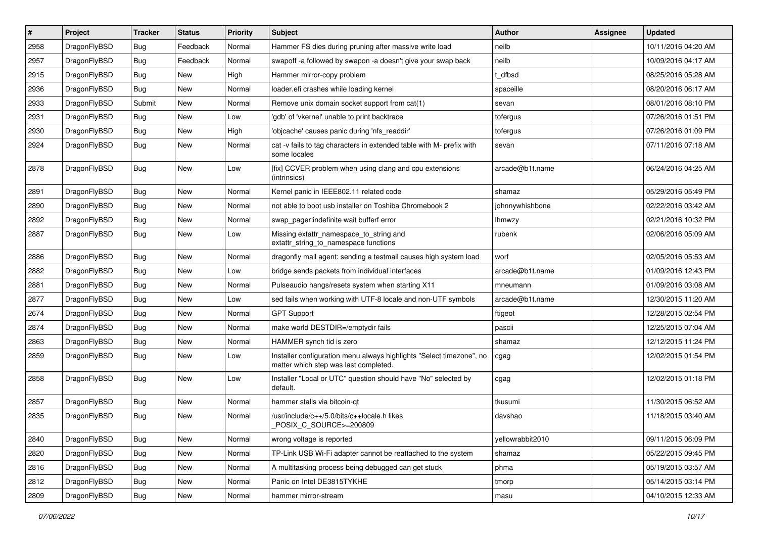| # | Project | Tracker | Status | Priority | Subject | Author | Assignee | Updated |
|---|---|---|---|---|---|---|---|---|
| 2958 | DragonFlyBSD | Bug | Feedback | Normal | Hammer FS dies during pruning after massive write load | neilb | | 10/11/2016 04:20 AM |
| 2957 | DragonFlyBSD | Bug | Feedback | Normal | swapoff -a followed by swapon -a doesn't give your swap back | neilb | | 10/09/2016 04:17 AM |
| 2915 | DragonFlyBSD | Bug | New | High | Hammer mirror-copy problem | t_dfbsd | | 08/25/2016 05:28 AM |
| 2936 | DragonFlyBSD | Bug | New | Normal | loader.efi crashes while loading kernel | spaceille | | 08/20/2016 06:17 AM |
| 2933 | DragonFlyBSD | Submit | New | Normal | Remove unix domain socket support from cat(1) | sevan | | 08/01/2016 08:10 PM |
| 2931 | DragonFlyBSD | Bug | New | Low | 'gdb' of 'vkernel' unable to print backtrace | tofergus | | 07/26/2016 01:51 PM |
| 2930 | DragonFlyBSD | Bug | New | High | 'objcache' causes panic during 'nfs_readdir' | tofergus | | 07/26/2016 01:09 PM |
| 2924 | DragonFlyBSD | Bug | New | Normal | cat -v fails to tag characters in extended table with M- prefix with some locales | sevan | | 07/11/2016 07:18 AM |
| 2878 | DragonFlyBSD | Bug | New | Low | [fix] CCVER problem when using clang and cpu extensions (intrinsics) | arcade@b1t.name | | 06/24/2016 04:25 AM |
| 2891 | DragonFlyBSD | Bug | New | Normal | Kernel panic in IEEE802.11 related code | shamaz | | 05/29/2016 05:49 PM |
| 2890 | DragonFlyBSD | Bug | New | Normal | not able to boot usb installer on Toshiba Chromebook 2 | johnnywhishbone | | 02/22/2016 03:42 AM |
| 2892 | DragonFlyBSD | Bug | New | Normal | swap_pager:indefinite wait bufferf error | lhmwzy | | 02/21/2016 10:32 PM |
| 2887 | DragonFlyBSD | Bug | New | Low | Missing extattr_namespace_to_string and extattr_string_to_namespace functions | rubenk | | 02/06/2016 05:09 AM |
| 2886 | DragonFlyBSD | Bug | New | Normal | dragonfly mail agent: sending a testmail causes high system load | worf | | 02/05/2016 05:53 AM |
| 2882 | DragonFlyBSD | Bug | New | Low | bridge sends packets from individual interfaces | arcade@b1t.name | | 01/09/2016 12:43 PM |
| 2881 | DragonFlyBSD | Bug | New | Normal | Pulseaudio hangs/resets system when starting X11 | mneumann | | 01/09/2016 03:08 AM |
| 2877 | DragonFlyBSD | Bug | New | Low | sed fails when working with UTF-8 locale and non-UTF symbols | arcade@b1t.name | | 12/30/2015 11:20 AM |
| 2674 | DragonFlyBSD | Bug | New | Normal | GPT Support | ftigeot | | 12/28/2015 02:54 PM |
| 2874 | DragonFlyBSD | Bug | New | Normal | make world DESTDIR=/emptydir fails | pascii | | 12/25/2015 07:04 AM |
| 2863 | DragonFlyBSD | Bug | New | Normal | HAMMER synch tid is zero | shamaz | | 12/12/2015 11:24 PM |
| 2859 | DragonFlyBSD | Bug | New | Low | Installer configuration menu always highlights "Select timezone", no matter which step was last completed. | cgag | | 12/02/2015 01:54 PM |
| 2858 | DragonFlyBSD | Bug | New | Low | Installer "Local or UTC" question should have "No" selected by default. | cgag | | 12/02/2015 01:18 PM |
| 2857 | DragonFlyBSD | Bug | New | Normal | hammer stalls via bitcoin-qt | tkusumi | | 11/30/2015 06:52 AM |
| 2835 | DragonFlyBSD | Bug | New | Normal | /usr/include/c++/5.0/bits/c++locale.h likes _POSIX_C_SOURCE>=200809 | davshao | | 11/18/2015 03:40 AM |
| 2840 | DragonFlyBSD | Bug | New | Normal | wrong voltage is reported | yellowrabbit2010 | | 09/11/2015 06:09 PM |
| 2820 | DragonFlyBSD | Bug | New | Normal | TP-Link USB Wi-Fi adapter cannot be reattached to the system | shamaz | | 05/22/2015 09:45 PM |
| 2816 | DragonFlyBSD | Bug | New | Normal | A multitasking process being debugged can get stuck | phma | | 05/19/2015 03:57 AM |
| 2812 | DragonFlyBSD | Bug | New | Normal | Panic on Intel DE3815TYKHE | tmorp | | 05/14/2015 03:14 PM |
| 2809 | DragonFlyBSD | Bug | New | Normal | hammer mirror-stream | masu | | 04/10/2015 12:33 AM |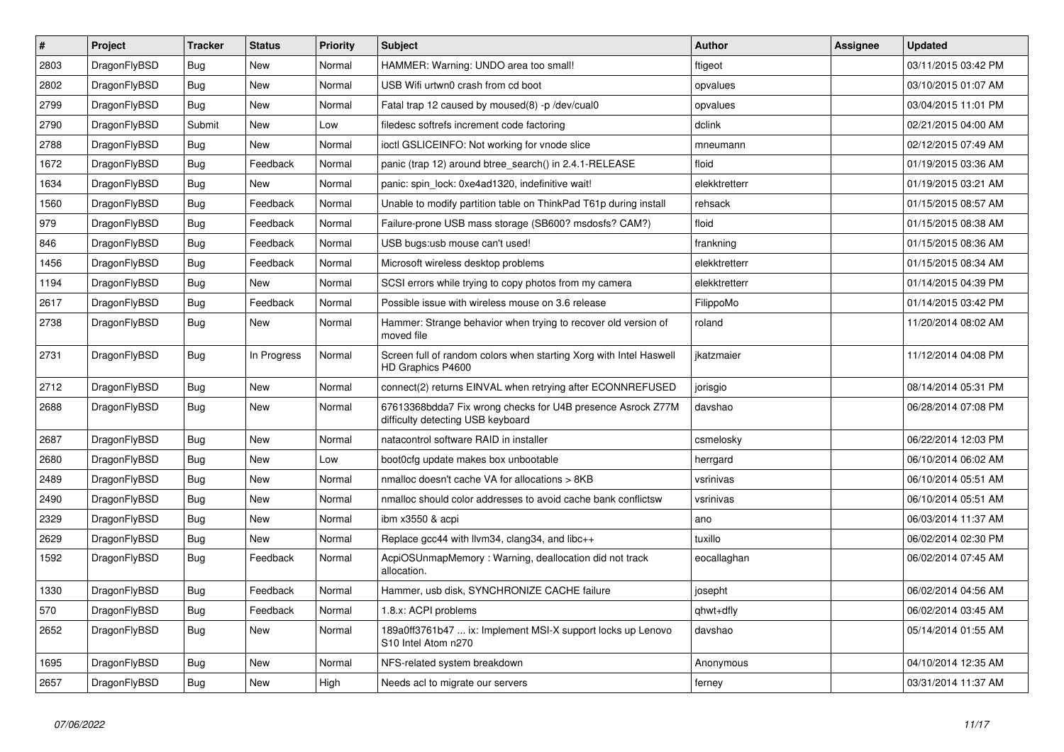| # | Project | Tracker | Status | Priority | Subject | Author | Assignee | Updated |
|---|---|---|---|---|---|---|---|---|
| 2803 | DragonFlyBSD | Bug | New | Normal | HAMMER: Warning: UNDO area too small! | ftigeot | | 03/11/2015 03:42 PM |
| 2802 | DragonFlyBSD | Bug | New | Normal | USB Wifi urtwn0 crash from cd boot | opvalues | | 03/10/2015 01:07 AM |
| 2799 | DragonFlyBSD | Bug | New | Normal | Fatal trap 12 caused by moused(8) -p /dev/cual0 | opvalues | | 03/04/2015 11:01 PM |
| 2790 | DragonFlyBSD | Submit | New | Low | filedesc softrefs increment code factoring | dclink | | 02/21/2015 04:00 AM |
| 2788 | DragonFlyBSD | Bug | New | Normal | ioctl GSLICEINFO: Not working for vnode slice | mneumann | | 02/12/2015 07:49 AM |
| 1672 | DragonFlyBSD | Bug | Feedback | Normal | panic (trap 12) around btree_search() in 2.4.1-RELEASE | floid | | 01/19/2015 03:36 AM |
| 1634 | DragonFlyBSD | Bug | New | Normal | panic: spin_lock: 0xe4ad1320, indefinitive wait! | elekktretterr | | 01/19/2015 03:21 AM |
| 1560 | DragonFlyBSD | Bug | Feedback | Normal | Unable to modify partition table on ThinkPad T61p during install | rehsack | | 01/15/2015 08:57 AM |
| 979 | DragonFlyBSD | Bug | Feedback | Normal | Failure-prone USB mass storage (SB600? msdosfs? CAM?) | floid | | 01/15/2015 08:38 AM |
| 846 | DragonFlyBSD | Bug | Feedback | Normal | USB bugs:usb mouse can't used! | frankning | | 01/15/2015 08:36 AM |
| 1456 | DragonFlyBSD | Bug | Feedback | Normal | Microsoft wireless desktop problems | elekktretterr | | 01/15/2015 08:34 AM |
| 1194 | DragonFlyBSD | Bug | New | Normal | SCSI errors while trying to copy photos from my camera | elekktretterr | | 01/14/2015 04:39 PM |
| 2617 | DragonFlyBSD | Bug | Feedback | Normal | Possible issue with wireless mouse on 3.6 release | FilippoMo | | 01/14/2015 03:42 PM |
| 2738 | DragonFlyBSD | Bug | New | Normal | Hammer: Strange behavior when trying to recover old version of moved file | roland | | 11/20/2014 08:02 AM |
| 2731 | DragonFlyBSD | Bug | In Progress | Normal | Screen full of random colors when starting Xorg with Intel Haswell HD Graphics P4600 | jkatzmaier | | 11/12/2014 04:08 PM |
| 2712 | DragonFlyBSD | Bug | New | Normal | connect(2) returns EINVAL when retrying after ECONNREFUSED | jorisgio | | 08/14/2014 05:31 PM |
| 2688 | DragonFlyBSD | Bug | New | Normal | 67613368bdda7 Fix wrong checks for U4B presence Asrock Z77M difficulty detecting USB keyboard | davshao | | 06/28/2014 07:08 PM |
| 2687 | DragonFlyBSD | Bug | New | Normal | natacontrol software RAID in installer | csmelosky | | 06/22/2014 12:03 PM |
| 2680 | DragonFlyBSD | Bug | New | Low | boot0cfg update makes box unbootable | herrgard | | 06/10/2014 06:02 AM |
| 2489 | DragonFlyBSD | Bug | New | Normal | nmalloc doesn't cache VA for allocations > 8KB | vsrinivas | | 06/10/2014 05:51 AM |
| 2490 | DragonFlyBSD | Bug | New | Normal | nmalloc should color addresses to avoid cache bank conflictsw | vsrinivas | | 06/10/2014 05:51 AM |
| 2329 | DragonFlyBSD | Bug | New | Normal | ibm x3550 & acpi | ano | | 06/03/2014 11:37 AM |
| 2629 | DragonFlyBSD | Bug | New | Normal | Replace gcc44 with llvm34, clang34, and libc++ | tuxillo | | 06/02/2014 02:30 PM |
| 1592 | DragonFlyBSD | Bug | Feedback | Normal | AcpiOSUnmapMemory : Warning, deallocation did not track allocation. | eocallaghan | | 06/02/2014 07:45 AM |
| 1330 | DragonFlyBSD | Bug | Feedback | Normal | Hammer, usb disk, SYNCHRONIZE CACHE failure | josepht | | 06/02/2014 04:56 AM |
| 570 | DragonFlyBSD | Bug | Feedback | Normal | 1.8.x: ACPI problems | qhwt+dfly | | 06/02/2014 03:45 AM |
| 2652 | DragonFlyBSD | Bug | New | Normal | 189a0ff3761b47 ... ix: Implement MSI-X support locks up Lenovo S10 Intel Atom n270 | davshao | | 05/14/2014 01:55 AM |
| 1695 | DragonFlyBSD | Bug | New | Normal | NFS-related system breakdown | Anonymous | | 04/10/2014 12:35 AM |
| 2657 | DragonFlyBSD | Bug | New | High | Needs acl to migrate our servers | ferney | | 03/31/2014 11:37 AM |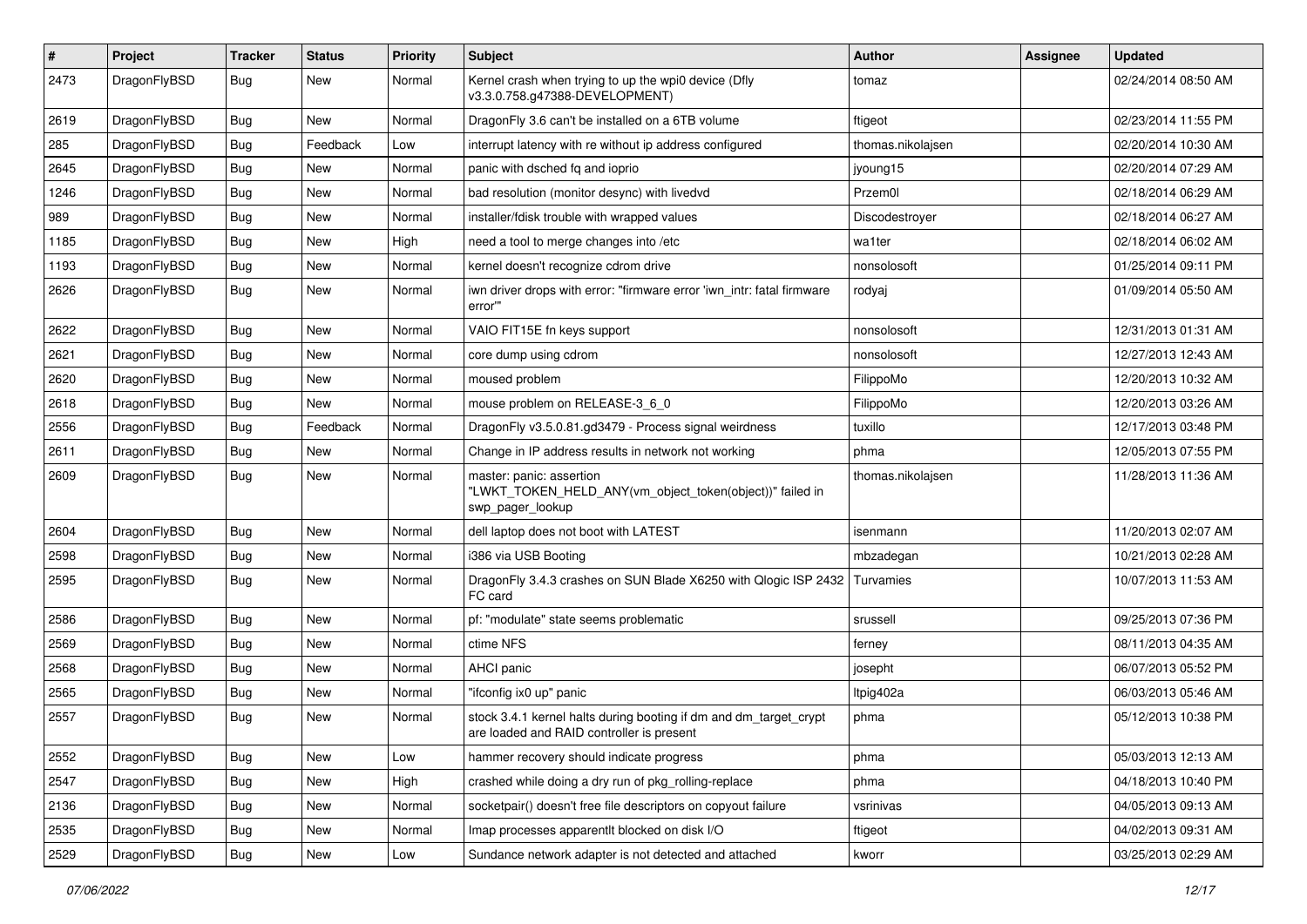| # | Project | Tracker | Status | Priority | Subject | Author | Assignee | Updated |
|---|---|---|---|---|---|---|---|---|
| 2473 | DragonFlyBSD | Bug | New | Normal | Kernel crash when trying to up the wpi0 device (Dfly v3.3.0.758.g47388-DEVELOPMENT) | tomaz | | 02/24/2014 08:50 AM |
| 2619 | DragonFlyBSD | Bug | New | Normal | DragonFly 3.6 can't be installed on a 6TB volume | ftigeot | | 02/23/2014 11:55 PM |
| 285 | DragonFlyBSD | Bug | Feedback | Low | interrupt latency with re without ip address configured | thomas.nikolajsen | | 02/20/2014 10:30 AM |
| 2645 | DragonFlyBSD | Bug | New | Normal | panic with dsched fq and ioprio | jyoung15 | | 02/20/2014 07:29 AM |
| 1246 | DragonFlyBSD | Bug | New | Normal | bad resolution (monitor desync) with livedvd | Przem0l | | 02/18/2014 06:29 AM |
| 989 | DragonFlyBSD | Bug | New | Normal | installer/fdisk trouble with wrapped values | Discodestroyer | | 02/18/2014 06:27 AM |
| 1185 | DragonFlyBSD | Bug | New | High | need a tool to merge changes into /etc | wa1ter | | 02/18/2014 06:02 AM |
| 1193 | DragonFlyBSD | Bug | New | Normal | kernel doesn't recognize cdrom drive | nonsolosoft | | 01/25/2014 09:11 PM |
| 2626 | DragonFlyBSD | Bug | New | Normal | iwn driver drops with error: "firmware error 'iwn_intr: fatal firmware error'" | rodyaj | | 01/09/2014 05:50 AM |
| 2622 | DragonFlyBSD | Bug | New | Normal | VAIO FIT15E fn keys support | nonsolosoft | | 12/31/2013 01:31 AM |
| 2621 | DragonFlyBSD | Bug | New | Normal | core dump using cdrom | nonsolosoft | | 12/27/2013 12:43 AM |
| 2620 | DragonFlyBSD | Bug | New | Normal | moused problem | FilippoMo | | 12/20/2013 10:32 AM |
| 2618 | DragonFlyBSD | Bug | New | Normal | mouse problem on RELEASE-3_6_0 | FilippoMo | | 12/20/2013 03:26 AM |
| 2556 | DragonFlyBSD | Bug | Feedback | Normal | DragonFly v3.5.0.81.gd3479 - Process signal weirdness | tuxillo | | 12/17/2013 03:48 PM |
| 2611 | DragonFlyBSD | Bug | New | Normal | Change in IP address results in network not working | phma | | 12/05/2013 07:55 PM |
| 2609 | DragonFlyBSD | Bug | New | Normal | master: panic: assertion "LWKT_TOKEN_HELD_ANY(vm_object_token(object))" failed in swp_pager_lookup | thomas.nikolajsen | | 11/28/2013 11:36 AM |
| 2604 | DragonFlyBSD | Bug | New | Normal | dell laptop does not boot with LATEST | isenmann | | 11/20/2013 02:07 AM |
| 2598 | DragonFlyBSD | Bug | New | Normal | i386 via USB Booting | mbzadegan | | 10/21/2013 02:28 AM |
| 2595 | DragonFlyBSD | Bug | New | Normal | DragonFly 3.4.3 crashes on SUN Blade X6250 with Qlogic ISP 2432 FC card | Turvamies | | 10/07/2013 11:53 AM |
| 2586 | DragonFlyBSD | Bug | New | Normal | pf: "modulate" state seems problematic | srussell | | 09/25/2013 07:36 PM |
| 2569 | DragonFlyBSD | Bug | New | Normal | ctime NFS | ferney | | 08/11/2013 04:35 AM |
| 2568 | DragonFlyBSD | Bug | New | Normal | AHCI panic | josepht | | 06/07/2013 05:52 PM |
| 2565 | DragonFlyBSD | Bug | New | Normal | "ifconfig ix0 up" panic | ltpig402a | | 06/03/2013 05:46 AM |
| 2557 | DragonFlyBSD | Bug | New | Normal | stock 3.4.1 kernel halts during booting if dm and dm_target_crypt are loaded and RAID controller is present | phma | | 05/12/2013 10:38 PM |
| 2552 | DragonFlyBSD | Bug | New | Low | hammer recovery should indicate progress | phma | | 05/03/2013 12:13 AM |
| 2547 | DragonFlyBSD | Bug | New | High | crashed while doing a dry run of pkg_rolling-replace | phma | | 04/18/2013 10:40 PM |
| 2136 | DragonFlyBSD | Bug | New | Normal | socketpair() doesn't free file descriptors on copyout failure | vsrinivas | | 04/05/2013 09:13 AM |
| 2535 | DragonFlyBSD | Bug | New | Normal | Imap processes apparentlt blocked on disk I/O | ftigeot | | 04/02/2013 09:31 AM |
| 2529 | DragonFlyBSD | Bug | New | Low | Sundance network adapter is not detected and attached | kworr | | 03/25/2013 02:29 AM |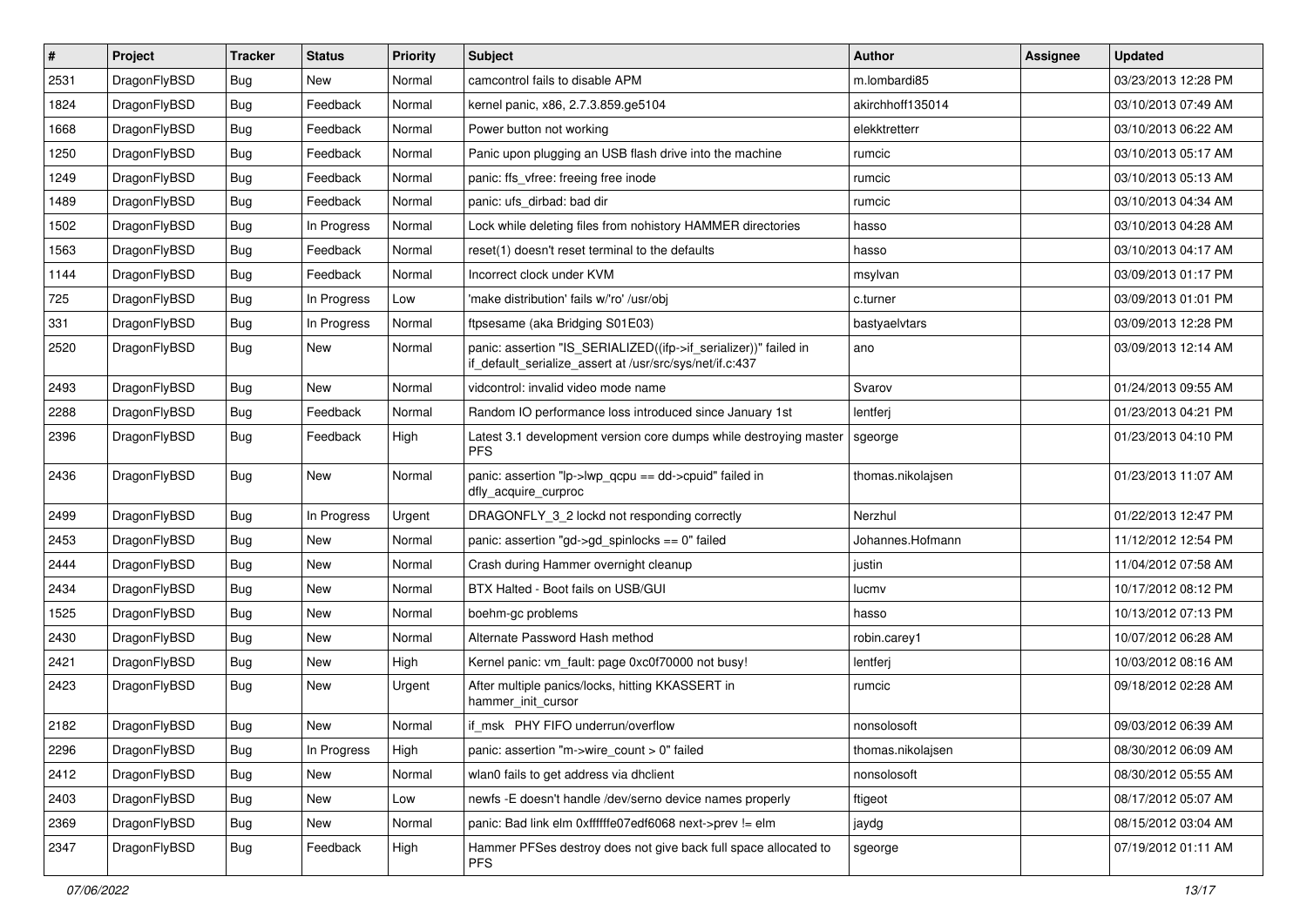| # | Project | Tracker | Status | Priority | Subject | Author | Assignee | Updated |
|---|---|---|---|---|---|---|---|---|
| 2531 | DragonFlyBSD | Bug | New | Normal | camcontrol fails to disable APM | m.lombardi85 | | 03/23/2013 12:28 PM |
| 1824 | DragonFlyBSD | Bug | Feedback | Normal | kernel panic, x86, 2.7.3.859.ge5104 | akirchhoff135014 | | 03/10/2013 07:49 AM |
| 1668 | DragonFlyBSD | Bug | Feedback | Normal | Power button not working | elekktretterr | | 03/10/2013 06:22 AM |
| 1250 | DragonFlyBSD | Bug | Feedback | Normal | Panic upon plugging an USB flash drive into the machine | rumcic | | 03/10/2013 05:17 AM |
| 1249 | DragonFlyBSD | Bug | Feedback | Normal | panic: ffs_vfree: freeing free inode | rumcic | | 03/10/2013 05:13 AM |
| 1489 | DragonFlyBSD | Bug | Feedback | Normal | panic: ufs_dirbad: bad dir | rumcic | | 03/10/2013 04:34 AM |
| 1502 | DragonFlyBSD | Bug | In Progress | Normal | Lock while deleting files from nohistory HAMMER directories | hasso | | 03/10/2013 04:28 AM |
| 1563 | DragonFlyBSD | Bug | Feedback | Normal | reset(1) doesn't reset terminal to the defaults | hasso | | 03/10/2013 04:17 AM |
| 1144 | DragonFlyBSD | Bug | Feedback | Normal | Incorrect clock under KVM | msylvan | | 03/09/2013 01:17 PM |
| 725 | DragonFlyBSD | Bug | In Progress | Low | 'make distribution' fails w/'ro' /usr/obj | c.turner | | 03/09/2013 01:01 PM |
| 331 | DragonFlyBSD | Bug | In Progress | Normal | ftpsesame (aka Bridging S01E03) | bastyaelvtars | | 03/09/2013 12:28 PM |
| 2520 | DragonFlyBSD | Bug | New | Normal | panic: assertion "IS_SERIALIZED((ifp->if_serializer))" failed in if_default_serialize_assert at /usr/src/sys/net/if.c:437 | ano | | 03/09/2013 12:14 AM |
| 2493 | DragonFlyBSD | Bug | New | Normal | vidcontrol: invalid video mode name | Svarov | | 01/24/2013 09:55 AM |
| 2288 | DragonFlyBSD | Bug | Feedback | Normal | Random IO performance loss introduced since January 1st | lentferj | | 01/23/2013 04:21 PM |
| 2396 | DragonFlyBSD | Bug | Feedback | High | Latest 3.1 development version core dumps while destroying master PFS | sgeorge | | 01/23/2013 04:10 PM |
| 2436 | DragonFlyBSD | Bug | New | Normal | panic: assertion "lp->lwp_qcpu == dd->cpuid" failed in dfly_acquire_curproc | thomas.nikolajsen | | 01/23/2013 11:07 AM |
| 2499 | DragonFlyBSD | Bug | In Progress | Urgent | DRAGONFLY_3_2 lockd not responding correctly | Nerzhul | | 01/22/2013 12:47 PM |
| 2453 | DragonFlyBSD | Bug | New | Normal | panic: assertion "gd->gd_spinlocks == 0" failed | Johannes.Hofmann | | 11/12/2012 12:54 PM |
| 2444 | DragonFlyBSD | Bug | New | Normal | Crash during Hammer overnight cleanup | justin | | 11/04/2012 07:58 AM |
| 2434 | DragonFlyBSD | Bug | New | Normal | BTX Halted - Boot fails on USB/GUI | lucmv | | 10/17/2012 08:12 PM |
| 1525 | DragonFlyBSD | Bug | New | Normal | boehm-gc problems | hasso | | 10/13/2012 07:13 PM |
| 2430 | DragonFlyBSD | Bug | New | Normal | Alternate Password Hash method | robin.carey1 | | 10/07/2012 06:28 AM |
| 2421 | DragonFlyBSD | Bug | New | High | Kernel panic: vm_fault: page 0xc0f70000 not busy! | lentferj | | 10/03/2012 08:16 AM |
| 2423 | DragonFlyBSD | Bug | New | Urgent | After multiple panics/locks, hitting KKASSERT in hammer_init_cursor | rumcic | | 09/18/2012 02:28 AM |
| 2182 | DragonFlyBSD | Bug | New | Normal | if_msk PHY FIFO underrun/overflow | nonsolosoft | | 09/03/2012 06:39 AM |
| 2296 | DragonFlyBSD | Bug | In Progress | High | panic: assertion "m->wire_count > 0" failed | thomas.nikolajsen | | 08/30/2012 06:09 AM |
| 2412 | DragonFlyBSD | Bug | New | Normal | wlan0 fails to get address via dhclient | nonsolosoft | | 08/30/2012 05:55 AM |
| 2403 | DragonFlyBSD | Bug | New | Low | newfs -E doesn't handle /dev/serno device names properly | ftigeot | | 08/17/2012 05:07 AM |
| 2369 | DragonFlyBSD | Bug | New | Normal | panic: Bad link elm 0xffffffe07edf6068 next->prev != elm | jaydg | | 08/15/2012 03:04 AM |
| 2347 | DragonFlyBSD | Bug | Feedback | High | Hammer PFSes destroy does not give back full space allocated to PFS | sgeorge | | 07/19/2012 01:11 AM |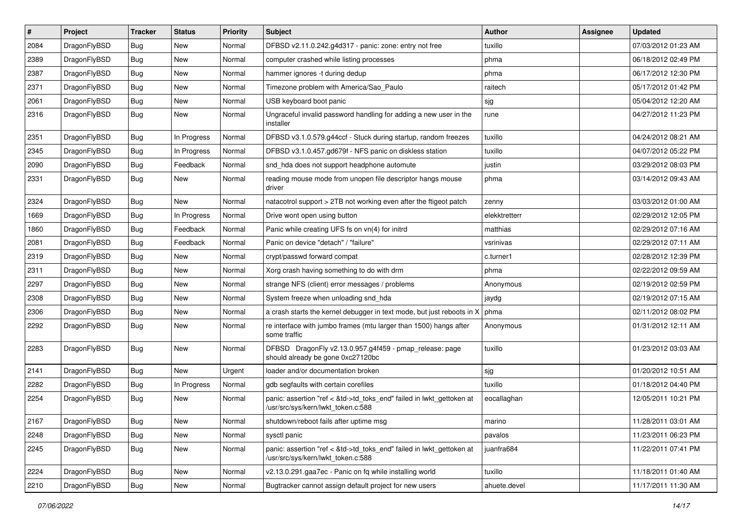| # | Project | Tracker | Status | Priority | Subject | Author | Assignee | Updated |
|---|---|---|---|---|---|---|---|---|
| 2084 | DragonFlyBSD | Bug | New | Normal | DFBSD v2.11.0.242.g4d317 - panic: zone: entry not free | tuxillo | | 07/03/2012 01:23 AM |
| 2389 | DragonFlyBSD | Bug | New | Normal | computer crashed while listing processes | phma | | 06/18/2012 02:49 PM |
| 2387 | DragonFlyBSD | Bug | New | Normal | hammer ignores -t during dedup | phma | | 06/17/2012 12:30 PM |
| 2371 | DragonFlyBSD | Bug | New | Normal | Timezone problem with America/Sao_Paulo | raitech | | 05/17/2012 01:42 PM |
| 2061 | DragonFlyBSD | Bug | New | Normal | USB keyboard boot panic | sjg | | 05/04/2012 12:20 AM |
| 2316 | DragonFlyBSD | Bug | New | Normal | Ungraceful invalid password handling for adding a new user in the installer | rune | | 04/27/2012 11:23 PM |
| 2351 | DragonFlyBSD | Bug | In Progress | Normal | DFBSD v3.1.0.579.g44ccf - Stuck during startup, random freezes | tuxillo | | 04/24/2012 08:21 AM |
| 2345 | DragonFlyBSD | Bug | In Progress | Normal | DFBSD v3.1.0.457.gd679f - NFS panic on diskless station | tuxillo | | 04/07/2012 05:22 PM |
| 2090 | DragonFlyBSD | Bug | Feedback | Normal | snd_hda does not support headphone automute | justin | | 03/29/2012 08:03 PM |
| 2331 | DragonFlyBSD | Bug | New | Normal | reading mouse mode from unopen file descriptor hangs mouse driver | phma | | 03/14/2012 09:43 AM |
| 2324 | DragonFlyBSD | Bug | New | Normal | natacotrol support > 2TB not working even after the ftigeot patch | zenny | | 03/03/2012 01:00 AM |
| 1669 | DragonFlyBSD | Bug | In Progress | Normal | Drive wont open using button | elekktretterr | | 02/29/2012 12:05 PM |
| 1860 | DragonFlyBSD | Bug | Feedback | Normal | Panic while creating UFS fs on vn(4) for initrd | matthias | | 02/29/2012 07:16 AM |
| 2081 | DragonFlyBSD | Bug | Feedback | Normal | Panic on device "detach" / "failure" | vsrinivas | | 02/29/2012 07:11 AM |
| 2319 | DragonFlyBSD | Bug | New | Normal | crypt/passwd forward compat | c.turner1 | | 02/28/2012 12:39 PM |
| 2311 | DragonFlyBSD | Bug | New | Normal | Xorg crash having something to do with drm | phma | | 02/22/2012 09:59 AM |
| 2297 | DragonFlyBSD | Bug | New | Normal | strange NFS (client) error messages / problems | Anonymous | | 02/19/2012 02:59 PM |
| 2308 | DragonFlyBSD | Bug | New | Normal | System freeze when unloading snd_hda | jaydg | | 02/19/2012 07:15 AM |
| 2306 | DragonFlyBSD | Bug | New | Normal | a crash starts the kernel debugger in text mode, but just reboots in X | phma | | 02/11/2012 08:02 PM |
| 2292 | DragonFlyBSD | Bug | New | Normal | re interface with jumbo frames (mtu larger than 1500) hangs after some traffic | Anonymous | | 01/31/2012 12:11 AM |
| 2283 | DragonFlyBSD | Bug | New | Normal | DFBSD DragonFly v2.13.0.957.g4f459 - pmap_release: page should already be gone 0xc27120bc | tuxillo | | 01/23/2012 03:03 AM |
| 2141 | DragonFlyBSD | Bug | New | Urgent | loader and/or documentation broken | sjg | | 01/20/2012 10:51 AM |
| 2282 | DragonFlyBSD | Bug | In Progress | Normal | gdb segfaults with certain corefiles | tuxillo | | 01/18/2012 04:40 PM |
| 2254 | DragonFlyBSD | Bug | New | Normal | panic: assertion "ref < &td->td_toks_end" failed in lwkt_gettoken at /usr/src/sys/kern/lwkt_token.c:588 | eocallaghan | | 12/05/2011 10:21 PM |
| 2167 | DragonFlyBSD | Bug | New | Normal | shutdown/reboot fails after uptime msg | marino | | 11/28/2011 03:01 AM |
| 2248 | DragonFlyBSD | Bug | New | Normal | sysctl panic | pavalos | | 11/23/2011 06:23 PM |
| 2245 | DragonFlyBSD | Bug | New | Normal | panic: assertion "ref < &td->td_toks_end" failed in lwkt_gettoken at /usr/src/sys/kern/lwkt_token.c:588 | juanfra684 | | 11/22/2011 07:41 PM |
| 2224 | DragonFlyBSD | Bug | New | Normal | v2.13.0.291.gaa7ec - Panic on fq while installing world | tuxillo | | 11/18/2011 01:40 AM |
| 2210 | DragonFlyBSD | Bug | New | Normal | Bugtracker cannot assign default project for new users | ahuete.devel | | 11/17/2011 11:30 AM |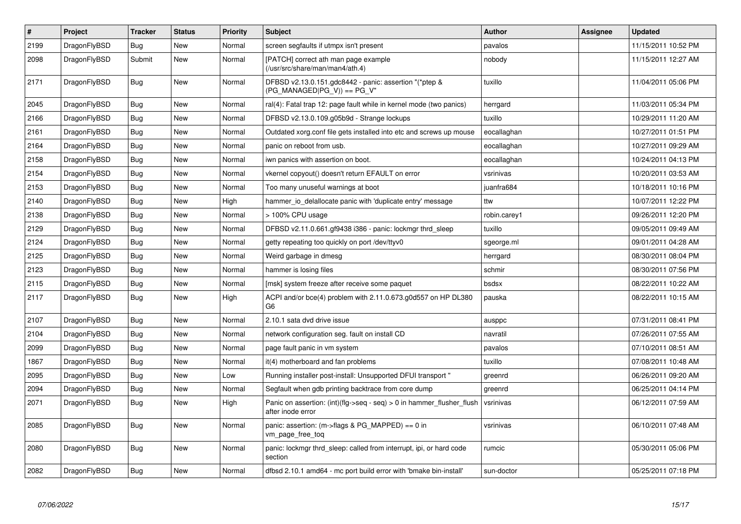| # | Project | Tracker | Status | Priority | Subject | Author | Assignee | Updated |
|---|---|---|---|---|---|---|---|---|
| 2199 | DragonFlyBSD | Bug | New | Normal | screen segfaults if utmpx isn't present | pavalos | | 11/15/2011 10:52 PM |
| 2098 | DragonFlyBSD | Submit | New | Normal | [PATCH] correct ath man page example (/usr/src/share/man/man4/ath.4) | nobody | | 11/15/2011 12:27 AM |
| 2171 | DragonFlyBSD | Bug | New | Normal | DFBSD v2.13.0.151.gdc8442 - panic: assertion "(*ptep & (PG_MANAGED\|PG_V)) == PG_V" | tuxillo | | 11/04/2011 05:06 PM |
| 2045 | DragonFlyBSD | Bug | New | Normal | ral(4): Fatal trap 12: page fault while in kernel mode (two panics) | herrgard | | 11/03/2011 05:34 PM |
| 2166 | DragonFlyBSD | Bug | New | Normal | DFBSD v2.13.0.109.g05b9d - Strange lockups | tuxillo | | 10/29/2011 11:20 AM |
| 2161 | DragonFlyBSD | Bug | New | Normal | Outdated xorg.conf file gets installed into etc and screws up mouse | eocallaghan | | 10/27/2011 01:51 PM |
| 2164 | DragonFlyBSD | Bug | New | Normal | panic on reboot from usb. | eocallaghan | | 10/27/2011 09:29 AM |
| 2158 | DragonFlyBSD | Bug | New | Normal | iwn panics with assertion on boot. | eocallaghan | | 10/24/2011 04:13 PM |
| 2154 | DragonFlyBSD | Bug | New | Normal | vkernel copyout() doesn't return EFAULT on error | vsrinivas | | 10/20/2011 03:53 AM |
| 2153 | DragonFlyBSD | Bug | New | Normal | Too many unuseful warnings at boot | juanfra684 | | 10/18/2011 10:16 PM |
| 2140 | DragonFlyBSD | Bug | New | High | hammer_io_delallocate panic with 'duplicate entry' message | ttw | | 10/07/2011 12:22 PM |
| 2138 | DragonFlyBSD | Bug | New | Normal | > 100% CPU usage | robin.carey1 | | 09/26/2011 12:20 PM |
| 2129 | DragonFlyBSD | Bug | New | Normal | DFBSD v2.11.0.661.gf9438 i386 - panic: lockmgr thrd_sleep | tuxillo | | 09/05/2011 09:49 AM |
| 2124 | DragonFlyBSD | Bug | New | Normal | getty repeating too quickly on port /dev/ttyv0 | sgeorge.ml | | 09/01/2011 04:28 AM |
| 2125 | DragonFlyBSD | Bug | New | Normal | Weird garbage in dmesg | herrgard | | 08/30/2011 08:04 PM |
| 2123 | DragonFlyBSD | Bug | New | Normal | hammer is losing files | schmir | | 08/30/2011 07:56 PM |
| 2115 | DragonFlyBSD | Bug | New | Normal | [msk] system freeze after receive some paquet | bsdsx | | 08/22/2011 10:22 AM |
| 2117 | DragonFlyBSD | Bug | New | High | ACPI and/or bce(4) problem with 2.11.0.673.g0d557 on HP DL380 G6 | pauska | | 08/22/2011 10:15 AM |
| 2107 | DragonFlyBSD | Bug | New | Normal | 2.10.1 sata dvd drive issue | ausppc | | 07/31/2011 08:41 PM |
| 2104 | DragonFlyBSD | Bug | New | Normal | network configuration seg. fault on install CD | navratil | | 07/26/2011 07:55 AM |
| 2099 | DragonFlyBSD | Bug | New | Normal | page fault panic in vm system | pavalos | | 07/10/2011 08:51 AM |
| 1867 | DragonFlyBSD | Bug | New | Normal | it(4) motherboard and fan problems | tuxillo | | 07/08/2011 10:48 AM |
| 2095 | DragonFlyBSD | Bug | New | Low | Running installer post-install: Unsupported DFUI transport " | greenrd | | 06/26/2011 09:20 AM |
| 2094 | DragonFlyBSD | Bug | New | Normal | Segfault when gdb printing backtrace from core dump | greenrd | | 06/25/2011 04:14 PM |
| 2071 | DragonFlyBSD | Bug | New | High | Panic on assertion: (int)(flg->seq - seq) > 0 in hammer_flusher_flush after inode error | vsrinivas | | 06/12/2011 07:59 AM |
| 2085 | DragonFlyBSD | Bug | New | Normal | panic: assertion: (m->flags & PG_MAPPED) == 0 in vm_page_free_toq | vsrinivas | | 06/10/2011 07:48 AM |
| 2080 | DragonFlyBSD | Bug | New | Normal | panic: lockmgr thrd_sleep: called from interrupt, ipi, or hard code section | rumcic | | 05/30/2011 05:06 PM |
| 2082 | DragonFlyBSD | Bug | New | Normal | dfbsd 2.10.1 amd64 - mc port build error with 'bmake bin-install' | sun-doctor | | 05/25/2011 07:18 PM |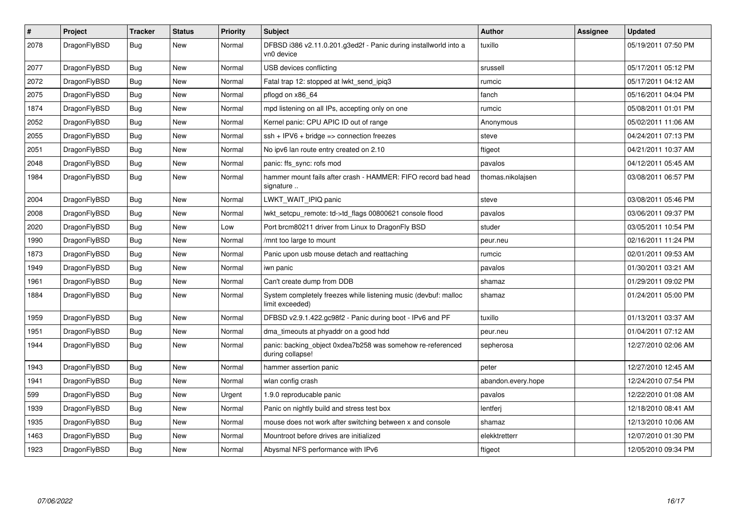| # | Project | Tracker | Status | Priority | Subject | Author | Assignee | Updated |
|---|---|---|---|---|---|---|---|---|
| 2078 | DragonFlyBSD | Bug | New | Normal | DFBSD i386 v2.11.0.201.g3ed2f - Panic during installworld into a vn0 device | tuxillo | | 05/19/2011 07:50 PM |
| 2077 | DragonFlyBSD | Bug | New | Normal | USB devices conflicting | srussell | | 05/17/2011 05:12 PM |
| 2072 | DragonFlyBSD | Bug | New | Normal | Fatal trap 12: stopped at lwkt_send_ipiq3 | rumcic | | 05/17/2011 04:12 AM |
| 2075 | DragonFlyBSD | Bug | New | Normal | pflogd on x86_64 | fanch | | 05/16/2011 04:04 PM |
| 1874 | DragonFlyBSD | Bug | New | Normal | mpd listening on all IPs, accepting only on one | rumcic | | 05/08/2011 01:01 PM |
| 2052 | DragonFlyBSD | Bug | New | Normal | Kernel panic: CPU APIC ID out of range | Anonymous | | 05/02/2011 11:06 AM |
| 2055 | DragonFlyBSD | Bug | New | Normal | ssh + IPV6 + bridge => connection freezes | steve | | 04/24/2011 07:13 PM |
| 2051 | DragonFlyBSD | Bug | New | Normal | No ipv6 lan route entry created on 2.10 | ftigeot | | 04/21/2011 10:37 AM |
| 2048 | DragonFlyBSD | Bug | New | Normal | panic: ffs_sync: rofs mod | pavalos | | 04/12/2011 05:45 AM |
| 1984 | DragonFlyBSD | Bug | New | Normal | hammer mount fails after crash - HAMMER: FIFO record bad head signature .. | thomas.nikolajsen | | 03/08/2011 06:57 PM |
| 2004 | DragonFlyBSD | Bug | New | Normal | LWKT_WAIT_IPIQ panic | steve | | 03/08/2011 05:46 PM |
| 2008 | DragonFlyBSD | Bug | New | Normal | lwkt_setcpu_remote: td->td_flags 00800621 console flood | pavalos | | 03/06/2011 09:37 PM |
| 2020 | DragonFlyBSD | Bug | New | Low | Port brcm80211 driver from Linux to DragonFly BSD | studer | | 03/05/2011 10:54 PM |
| 1990 | DragonFlyBSD | Bug | New | Normal | /mnt too large to mount | peur.neu | | 02/16/2011 11:24 PM |
| 1873 | DragonFlyBSD | Bug | New | Normal | Panic upon usb mouse detach and reattaching | rumcic | | 02/01/2011 09:53 AM |
| 1949 | DragonFlyBSD | Bug | New | Normal | iwn panic | pavalos | | 01/30/2011 03:21 AM |
| 1961 | DragonFlyBSD | Bug | New | Normal | Can't create dump from DDB | shamaz | | 01/29/2011 09:02 PM |
| 1884 | DragonFlyBSD | Bug | New | Normal | System completely freezes while listening music (devbuf: malloc limit exceeded) | shamaz | | 01/24/2011 05:00 PM |
| 1959 | DragonFlyBSD | Bug | New | Normal | DFBSD v2.9.1.422.gc98f2 - Panic during boot - IPv6 and PF | tuxillo | | 01/13/2011 03:37 AM |
| 1951 | DragonFlyBSD | Bug | New | Normal | dma_timeouts at phyaddr on a good hdd | peur.neu | | 01/04/2011 07:12 AM |
| 1944 | DragonFlyBSD | Bug | New | Normal | panic: backing_object 0xdea7b258 was somehow re-referenced during collapse! | sepherosa | | 12/27/2010 02:06 AM |
| 1943 | DragonFlyBSD | Bug | New | Normal | hammer assertion panic | peter | | 12/27/2010 12:45 AM |
| 1941 | DragonFlyBSD | Bug | New | Normal | wlan config crash | abandon.every.hope | | 12/24/2010 07:54 PM |
| 599 | DragonFlyBSD | Bug | New | Urgent | 1.9.0 reproducable panic | pavalos | | 12/22/2010 01:08 AM |
| 1939 | DragonFlyBSD | Bug | New | Normal | Panic on nightly build and stress test box | lentferj | | 12/18/2010 08:41 AM |
| 1935 | DragonFlyBSD | Bug | New | Normal | mouse does not work after switching between x and console | shamaz | | 12/13/2010 10:06 AM |
| 1463 | DragonFlyBSD | Bug | New | Normal | Mountroot before drives are initialized | elekktretterr | | 12/07/2010 01:30 PM |
| 1923 | DragonFlyBSD | Bug | New | Normal | Abysmal NFS performance with IPv6 | ftigeot | | 12/05/2010 09:34 PM |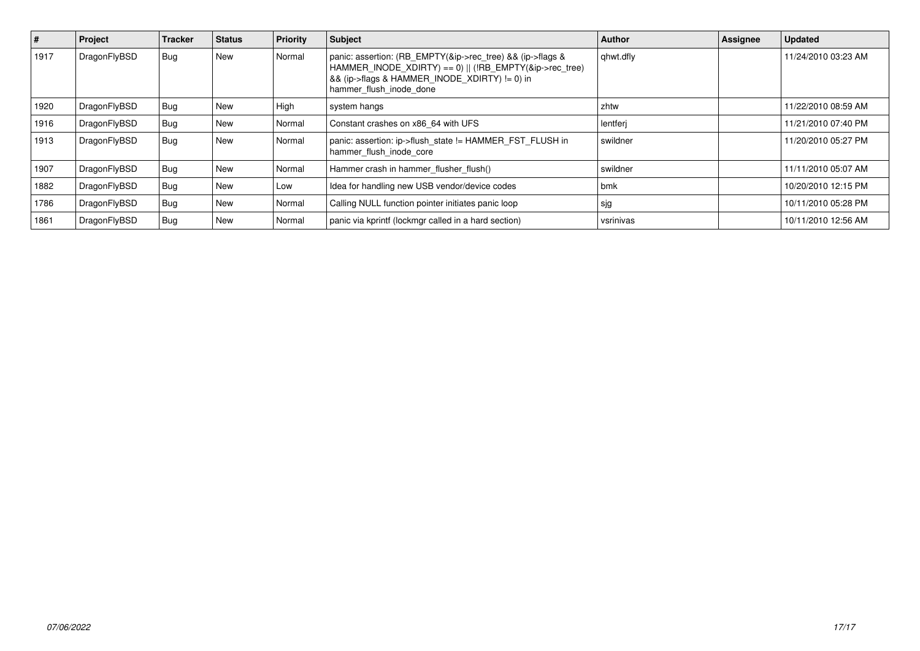| # | Project | Tracker | Status | Priority | Subject | Author | Assignee | Updated |
|---|---|---|---|---|---|---|---|---|
| 1917 | DragonFlyBSD | Bug | New | Normal | panic: assertion: (RB_EMPTY(&ip->rec_tree) && (ip->flags & HAMMER_INODE_XDIRTY) == 0) \|\| (!RB_EMPTY(&ip->rec_tree) && (ip->flags & HAMMER_INODE_XDIRTY) != 0) in hammer_flush_inode_done | qhwt.dfly | | 11/24/2010 03:23 AM |
| 1920 | DragonFlyBSD | Bug | New | High | system hangs | zhtw | | 11/22/2010 08:59 AM |
| 1916 | DragonFlyBSD | Bug | New | Normal | Constant crashes on x86_64 with UFS | lentferj | | 11/21/2010 07:40 PM |
| 1913 | DragonFlyBSD | Bug | New | Normal | panic: assertion: ip->flush_state != HAMMER_FST_FLUSH in hammer_flush_inode_core | swildner | | 11/20/2010 05:27 PM |
| 1907 | DragonFlyBSD | Bug | New | Normal | Hammer crash in hammer_flusher_flush() | swildner | | 11/11/2010 05:07 AM |
| 1882 | DragonFlyBSD | Bug | New | Low | Idea for handling new USB vendor/device codes | bmk | | 10/20/2010 12:15 PM |
| 1786 | DragonFlyBSD | Bug | New | Normal | Calling NULL function pointer initiates panic loop | sjg | | 10/11/2010 05:28 PM |
| 1861 | DragonFlyBSD | Bug | New | Normal | panic via kprintf (lockmgr called in a hard section) | vsrinivas | | 10/11/2010 12:56 AM |